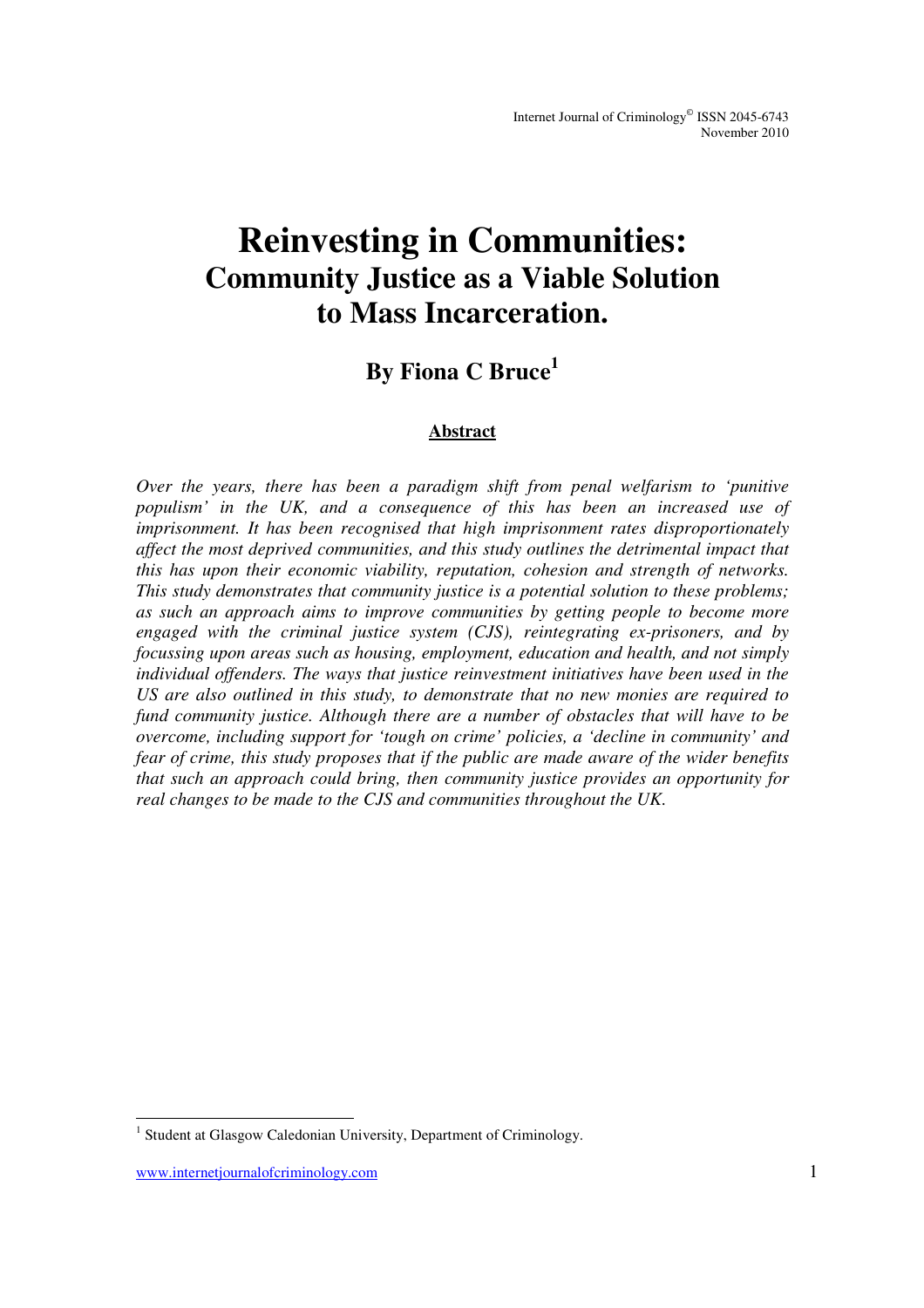# Reinvesting in Communities:
## Community Justice as a Viable Solution to Mass Incarceration.

### By Fiona C Bruce[1]

**Abstract**

*Over the years, there has been a paradigm shift from penal welfarism to 'punitive populism' in the UK, and a consequence of this has been an increased use of imprisonment. It has been recognised that high imprisonment rates disproportionately affect the most deprived communities, and this study outlines the detrimental impact that this has upon their economic viability, reputation, cohesion and strength of networks. This study demonstrates that community justice is a potential solution to these problems; as such an approach aims to improve communities by getting people to become more engaged with the criminal justice system (CJS), reintegrating ex-prisoners, and by focussing upon areas such as housing, employment, education and health, and not simply individual offenders. The ways that justice reinvestment initiatives have been used in the US are also outlined in this study, to demonstrate that no new monies are required to fund community justice. Although there are a number of obstacles that will have to be overcome, including support for 'tough on crime' policies, a 'decline in community' and fear of crime, this study proposes that if the public are made aware of the wider benefits that such an approach could bring, then community justice provides an opportunity for real changes to be made to the CJS and communities throughout the UK.*

[1] Student at Glasgow Caledonian University, Department of Criminology.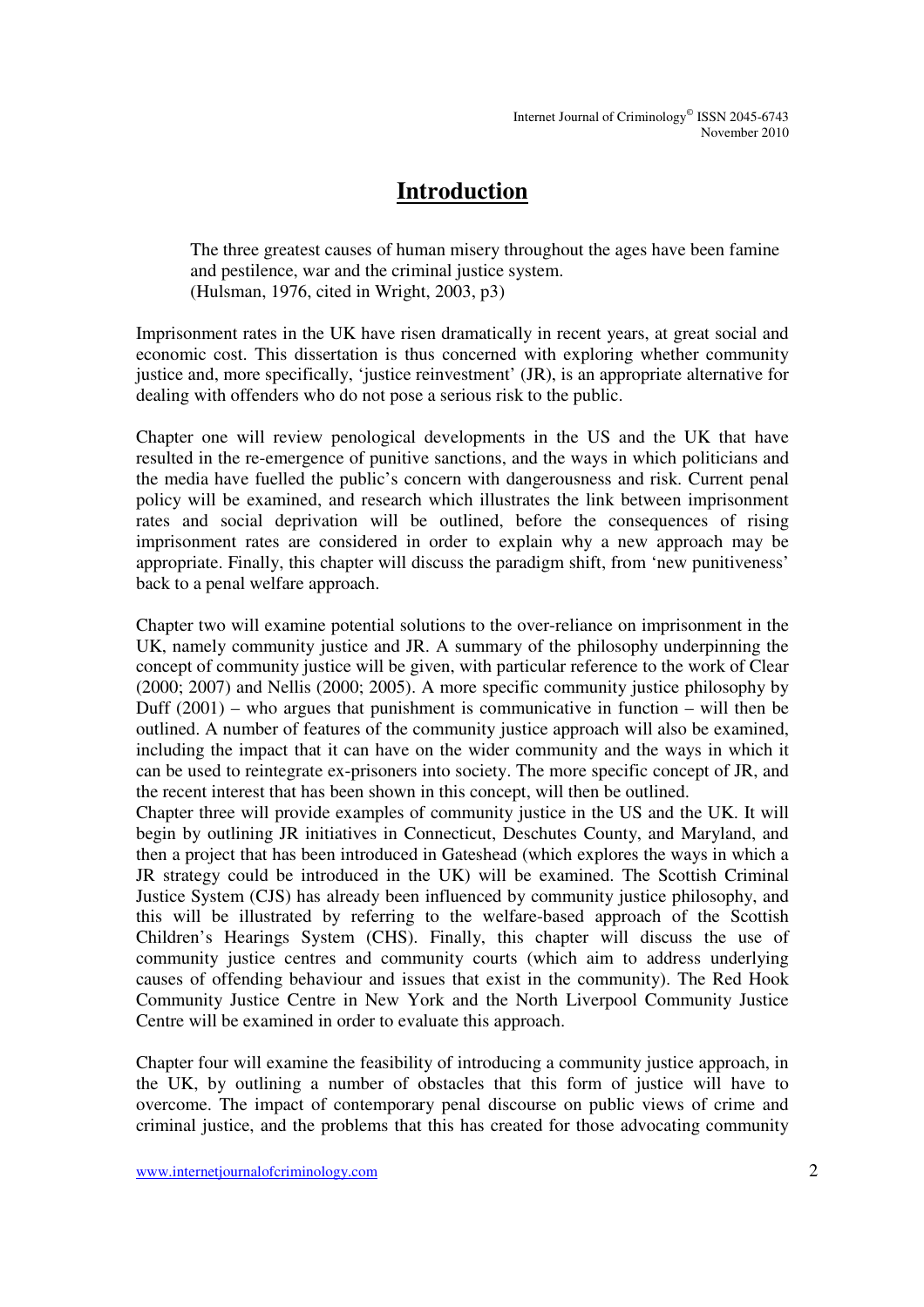# Introduction

> The three greatest causes of human misery throughout the ages have been famine and pestilence, war and the criminal justice system.
> (Hulsman, 1976, cited in Wright, 2003, p3)

Imprisonment rates in the UK have risen dramatically in recent years, at great social and economic cost. This dissertation is thus concerned with exploring whether community justice and, more specifically, 'justice reinvestment' (JR), is an appropriate alternative for dealing with offenders who do not pose a serious risk to the public.

Chapter one will review penological developments in the US and the UK that have resulted in the re-emergence of punitive sanctions, and the ways in which politicians and the media have fuelled the public's concern with dangerousness and risk. Current penal policy will be examined, and research which illustrates the link between imprisonment rates and social deprivation will be outlined, before the consequences of rising imprisonment rates are considered in order to explain why a new approach may be appropriate. Finally, this chapter will discuss the paradigm shift, from 'new punitiveness' back to a penal welfare approach.

Chapter two will examine potential solutions to the over-reliance on imprisonment in the UK, namely community justice and JR. A summary of the philosophy underpinning the concept of community justice will be given, with particular reference to the work of Clear (2000; 2007) and Nellis (2000; 2005). A more specific community justice philosophy by Duff (2001) – who argues that punishment is communicative in function – will then be outlined. A number of features of the community justice approach will also be examined, including the impact that it can have on the wider community and the ways in which it can be used to reintegrate ex-prisoners into society. The more specific concept of JR, and the recent interest that has been shown in this concept, will then be outlined.

Chapter three will provide examples of community justice in the US and the UK. It will begin by outlining JR initiatives in Connecticut, Deschutes County, and Maryland, and then a project that has been introduced in Gateshead (which explores the ways in which a JR strategy could be introduced in the UK) will be examined. The Scottish Criminal Justice System (CJS) has already been influenced by community justice philosophy, and this will be illustrated by referring to the welfare-based approach of the Scottish Children's Hearings System (CHS). Finally, this chapter will discuss the use of community justice centres and community courts (which aim to address underlying causes of offending behaviour and issues that exist in the community). The Red Hook Community Justice Centre in New York and the North Liverpool Community Justice Centre will be examined in order to evaluate this approach.

Chapter four will examine the feasibility of introducing a community justice approach, in the UK, by outlining a number of obstacles that this form of justice will have to overcome. The impact of contemporary penal discourse on public views of crime and criminal justice, and the problems that this has created for those advocating community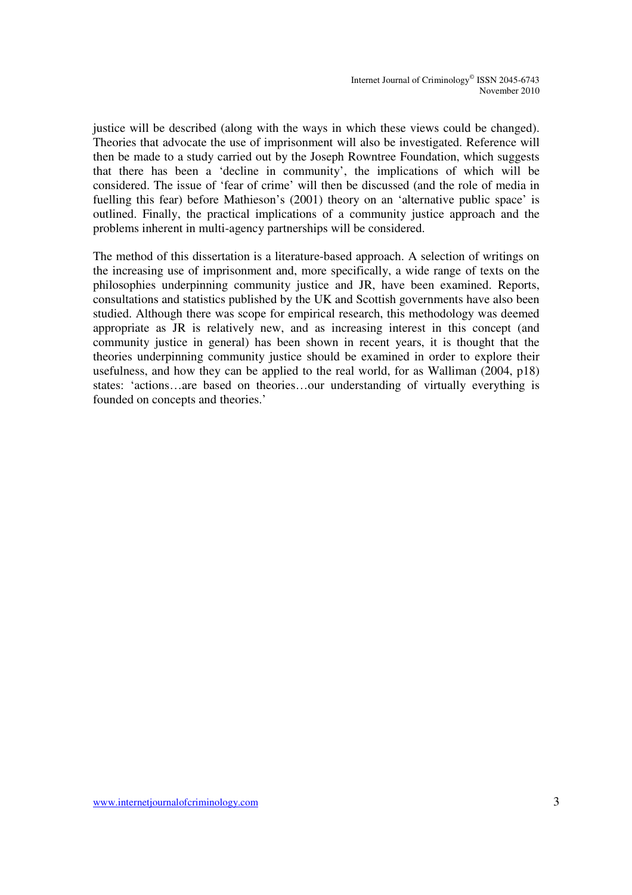justice will be described (along with the ways in which these views could be changed). Theories that advocate the use of imprisonment will also be investigated. Reference will then be made to a study carried out by the Joseph Rowntree Foundation, which suggests that there has been a 'decline in community', the implications of which will be considered. The issue of 'fear of crime' will then be discussed (and the role of media in fuelling this fear) before Mathieson's (2001) theory on an 'alternative public space' is outlined. Finally, the practical implications of a community justice approach and the problems inherent in multi-agency partnerships will be considered.

The method of this dissertation is a literature-based approach. A selection of writings on the increasing use of imprisonment and, more specifically, a wide range of texts on the philosophies underpinning community justice and JR, have been examined. Reports, consultations and statistics published by the UK and Scottish governments have also been studied. Although there was scope for empirical research, this methodology was deemed appropriate as JR is relatively new, and as increasing interest in this concept (and community justice in general) has been shown in recent years, it is thought that the theories underpinning community justice should be examined in order to explore their usefulness, and how they can be applied to the real world, for as Walliman (2004, p18) states: 'actions…are based on theories…our understanding of virtually everything is founded on concepts and theories.'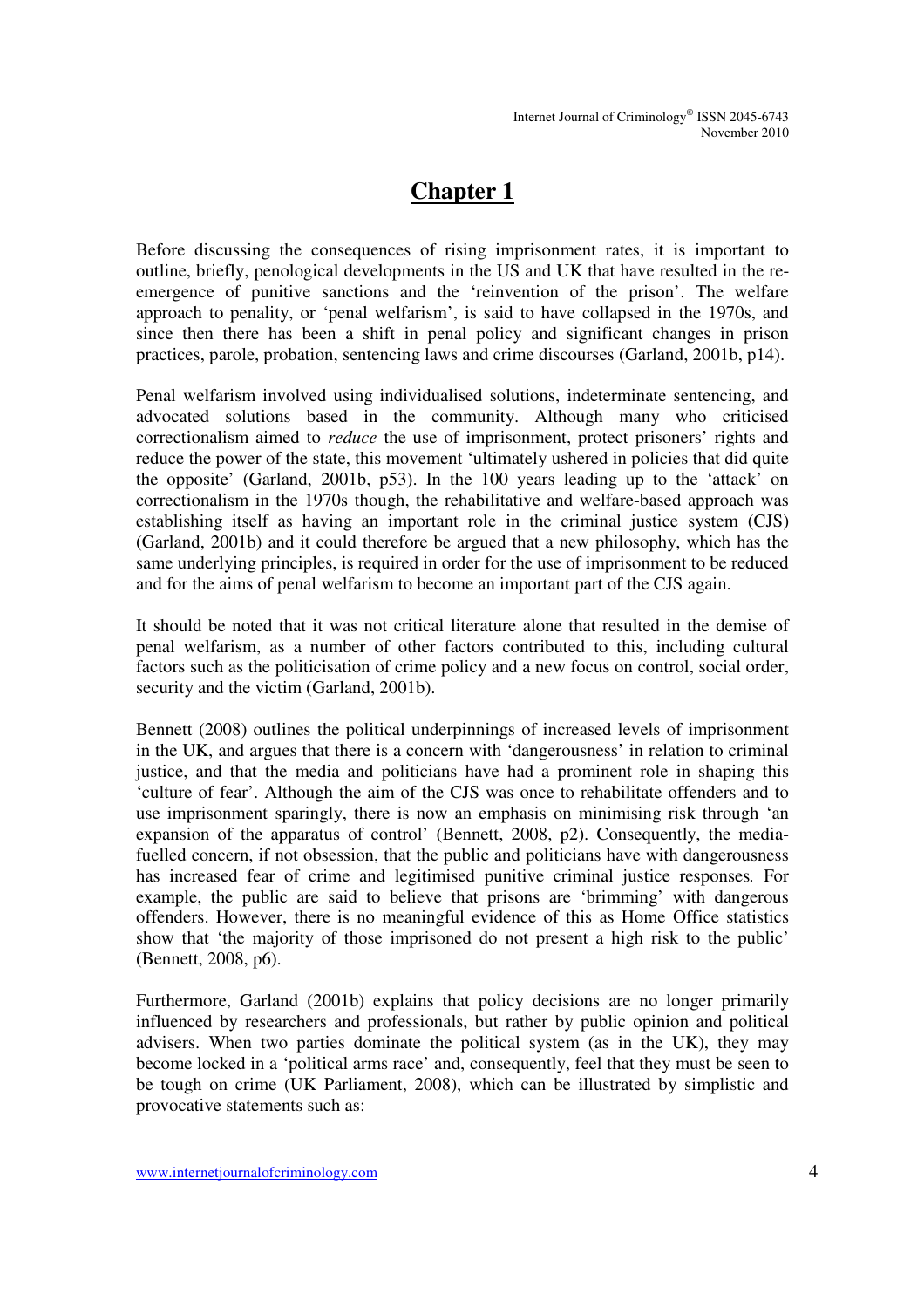# Chapter 1

Before discussing the consequences of rising imprisonment rates, it is important to outline, briefly, penological developments in the US and UK that have resulted in the re-emergence of punitive sanctions and the 'reinvention of the prison'. The welfare approach to penality, or 'penal welfarism', is said to have collapsed in the 1970s, and since then there has been a shift in penal policy and significant changes in prison practices, parole, probation, sentencing laws and crime discourses (Garland, 2001b, p14).

Penal welfarism involved using individualised solutions, indeterminate sentencing, and advocated solutions based in the community. Although many who criticised correctionalism aimed to *reduce* the use of imprisonment, protect prisoners' rights and reduce the power of the state, this movement 'ultimately ushered in policies that did quite the opposite' (Garland, 2001b, p53). In the 100 years leading up to the 'attack' on correctionalism in the 1970s though, the rehabilitative and welfare-based approach was establishing itself as having an important role in the criminal justice system (CJS) (Garland, 2001b) and it could therefore be argued that a new philosophy, which has the same underlying principles, is required in order for the use of imprisonment to be reduced and for the aims of penal welfarism to become an important part of the CJS again.

It should be noted that it was not critical literature alone that resulted in the demise of penal welfarism, as a number of other factors contributed to this, including cultural factors such as the politicisation of crime policy and a new focus on control, social order, security and the victim (Garland, 2001b).

Bennett (2008) outlines the political underpinnings of increased levels of imprisonment in the UK, and argues that there is a concern with 'dangerousness' in relation to criminal justice, and that the media and politicians have had a prominent role in shaping this 'culture of fear'. Although the aim of the CJS was once to rehabilitate offenders and to use imprisonment sparingly, there is now an emphasis on minimising risk through 'an expansion of the apparatus of control' (Bennett, 2008, p2). Consequently, the media-fuelled concern, if not obsession, that the public and politicians have with dangerousness has increased fear of crime and legitimised punitive criminal justice responses. For example, the public are said to believe that prisons are 'brimming' with dangerous offenders. However, there is no meaningful evidence of this as Home Office statistics show that 'the majority of those imprisoned do not present a high risk to the public' (Bennett, 2008, p6).

Furthermore, Garland (2001b) explains that policy decisions are no longer primarily influenced by researchers and professionals, but rather by public opinion and political advisers. When two parties dominate the political system (as in the UK), they may become locked in a 'political arms race' and, consequently, feel that they must be seen to be tough on crime (UK Parliament, 2008), which can be illustrated by simplistic and provocative statements such as: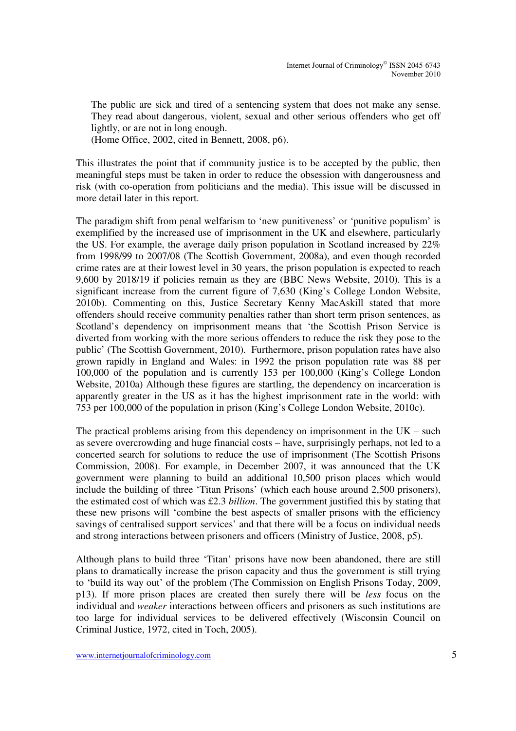> The public are sick and tired of a sentencing system that does not make any sense. They read about dangerous, violent, sexual and other serious offenders who get off lightly, or are not in long enough.
> (Home Office, 2002, cited in Bennett, 2008, p6).

This illustrates the point that if community justice is to be accepted by the public, then meaningful steps must be taken in order to reduce the obsession with dangerousness and risk (with co-operation from politicians and the media). This issue will be discussed in more detail later in this report.

The paradigm shift from penal welfarism to 'new punitiveness' or 'punitive populism' is exemplified by the increased use of imprisonment in the UK and elsewhere, particularly the US. For example, the average daily prison population in Scotland increased by 22% from 1998/99 to 2007/08 (The Scottish Government, 2008a), and even though recorded crime rates are at their lowest level in 30 years, the prison population is expected to reach 9,600 by 2018/19 if policies remain as they are (BBC News Website, 2010). This is a significant increase from the current figure of 7,630 (King's College London Website, 2010b). Commenting on this, Justice Secretary Kenny MacAskill stated that more offenders should receive community penalties rather than short term prison sentences, as Scotland's dependency on imprisonment means that 'the Scottish Prison Service is diverted from working with the more serious offenders to reduce the risk they pose to the public' (The Scottish Government, 2010). Furthermore, prison population rates have also grown rapidly in England and Wales: in 1992 the prison population rate was 88 per 100,000 of the population and is currently 153 per 100,000 (King's College London Website, 2010a) Although these figures are startling, the dependency on incarceration is apparently greater in the US as it has the highest imprisonment rate in the world: with 753 per 100,000 of the population in prison (King's College London Website, 2010c).

The practical problems arising from this dependency on imprisonment in the UK – such as severe overcrowding and huge financial costs – have, surprisingly perhaps, not led to a concerted search for solutions to reduce the use of imprisonment (The Scottish Prisons Commission, 2008). For example, in December 2007, it was announced that the UK government were planning to build an additional 10,500 prison places which would include the building of three 'Titan Prisons' (which each house around 2,500 prisoners), the estimated cost of which was £2.3 *billion*. The government justified this by stating that these new prisons will 'combine the best aspects of smaller prisons with the efficiency savings of centralised support services' and that there will be a focus on individual needs and strong interactions between prisoners and officers (Ministry of Justice, 2008, p5).

Although plans to build three 'Titan' prisons have now been abandoned, there are still plans to dramatically increase the prison capacity and thus the government is still trying to 'build its way out' of the problem (The Commission on English Prisons Today, 2009, p13). If more prison places are created then surely there will be *less* focus on the individual and *weaker* interactions between officers and prisoners as such institutions are too large for individual services to be delivered effectively (Wisconsin Council on Criminal Justice, 1972, cited in Toch, 2005).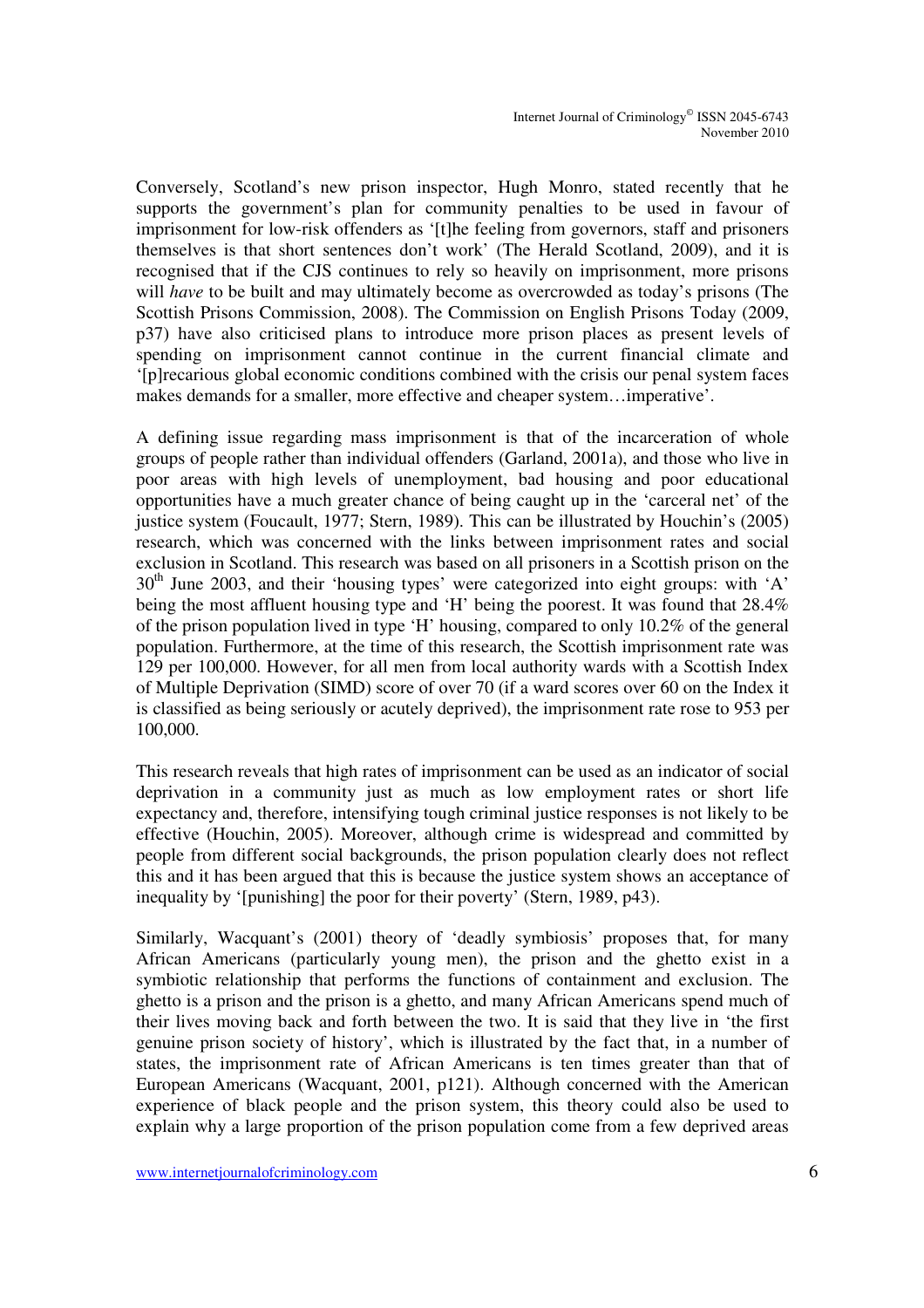Conversely, Scotland's new prison inspector, Hugh Monro, stated recently that he supports the government's plan for community penalties to be used in favour of imprisonment for low-risk offenders as '[t]he feeling from governors, staff and prisoners themselves is that short sentences don't work' (The Herald Scotland, 2009), and it is recognised that if the CJS continues to rely so heavily on imprisonment, more prisons will *have* to be built and may ultimately become as overcrowded as today's prisons (The Scottish Prisons Commission, 2008). The Commission on English Prisons Today (2009, p37) have also criticised plans to introduce more prison places as present levels of spending on imprisonment cannot continue in the current financial climate and '[p]recarious global economic conditions combined with the crisis our penal system faces makes demands for a smaller, more effective and cheaper system…imperative'.

A defining issue regarding mass imprisonment is that of the incarceration of whole groups of people rather than individual offenders (Garland, 2001a), and those who live in poor areas with high levels of unemployment, bad housing and poor educational opportunities have a much greater chance of being caught up in the 'carceral net' of the justice system (Foucault, 1977; Stern, 1989). This can be illustrated by Houchin's (2005) research, which was concerned with the links between imprisonment rates and social exclusion in Scotland. This research was based on all prisoners in a Scottish prison on the 30th June 2003, and their 'housing types' were categorized into eight groups: with 'A' being the most affluent housing type and 'H' being the poorest. It was found that 28.4% of the prison population lived in type 'H' housing, compared to only 10.2% of the general population. Furthermore, at the time of this research, the Scottish imprisonment rate was 129 per 100,000. However, for all men from local authority wards with a Scottish Index of Multiple Deprivation (SIMD) score of over 70 (if a ward scores over 60 on the Index it is classified as being seriously or acutely deprived), the imprisonment rate rose to 953 per 100,000.

This research reveals that high rates of imprisonment can be used as an indicator of social deprivation in a community just as much as low employment rates or short life expectancy and, therefore, intensifying tough criminal justice responses is not likely to be effective (Houchin, 2005). Moreover, although crime is widespread and committed by people from different social backgrounds, the prison population clearly does not reflect this and it has been argued that this is because the justice system shows an acceptance of inequality by '[punishing] the poor for their poverty' (Stern, 1989, p43).

Similarly, Wacquant's (2001) theory of 'deadly symbiosis' proposes that, for many African Americans (particularly young men), the prison and the ghetto exist in a symbiotic relationship that performs the functions of containment and exclusion. The ghetto is a prison and the prison is a ghetto, and many African Americans spend much of their lives moving back and forth between the two. It is said that they live in 'the first genuine prison society of history', which is illustrated by the fact that, in a number of states, the imprisonment rate of African Americans is ten times greater than that of European Americans (Wacquant, 2001, p121). Although concerned with the American experience of black people and the prison system, this theory could also be used to explain why a large proportion of the prison population come from a few deprived areas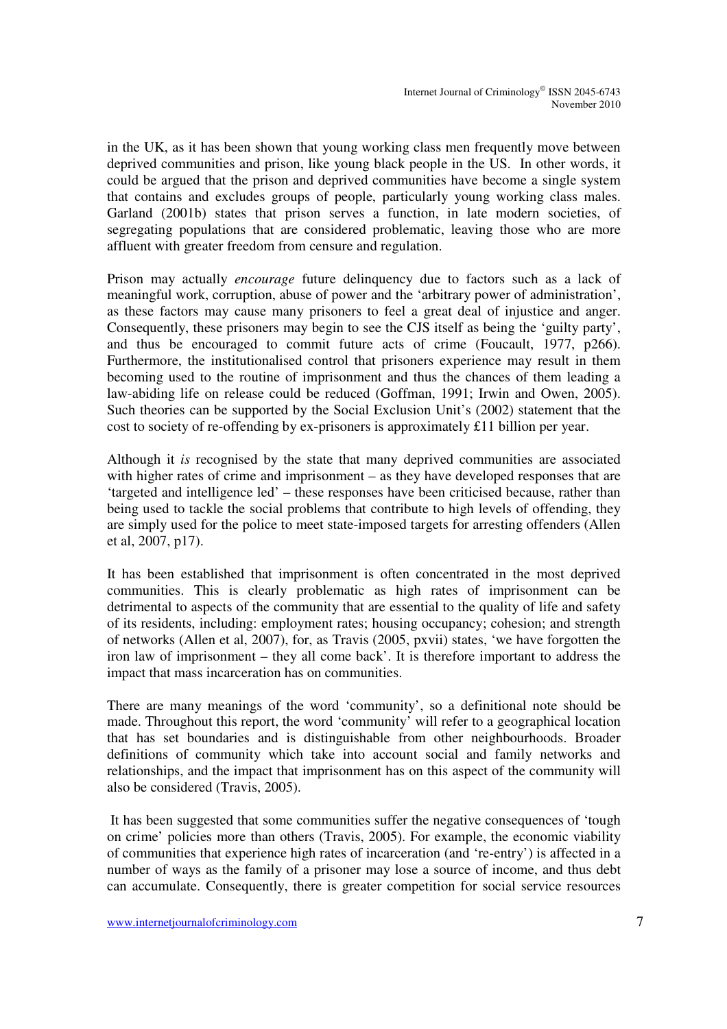in the UK, as it has been shown that young working class men frequently move between deprived communities and prison, like young black people in the US. In other words, it could be argued that the prison and deprived communities have become a single system that contains and excludes groups of people, particularly young working class males. Garland (2001b) states that prison serves a function, in late modern societies, of segregating populations that are considered problematic, leaving those who are more affluent with greater freedom from censure and regulation.

Prison may actually *encourage* future delinquency due to factors such as a lack of meaningful work, corruption, abuse of power and the 'arbitrary power of administration', as these factors may cause many prisoners to feel a great deal of injustice and anger. Consequently, these prisoners may begin to see the CJS itself as being the 'guilty party', and thus be encouraged to commit future acts of crime (Foucault, 1977, p266). Furthermore, the institutionalised control that prisoners experience may result in them becoming used to the routine of imprisonment and thus the chances of them leading a law-abiding life on release could be reduced (Goffman, 1991; Irwin and Owen, 2005). Such theories can be supported by the Social Exclusion Unit's (2002) statement that the cost to society of re-offending by ex-prisoners is approximately £11 billion per year.

Although it *is* recognised by the state that many deprived communities are associated with higher rates of crime and imprisonment – as they have developed responses that are 'targeted and intelligence led' – these responses have been criticised because, rather than being used to tackle the social problems that contribute to high levels of offending, they are simply used for the police to meet state-imposed targets for arresting offenders (Allen et al, 2007, p17).

It has been established that imprisonment is often concentrated in the most deprived communities. This is clearly problematic as high rates of imprisonment can be detrimental to aspects of the community that are essential to the quality of life and safety of its residents, including: employment rates; housing occupancy; cohesion; and strength of networks (Allen et al, 2007), for, as Travis (2005, pxvii) states, 'we have forgotten the iron law of imprisonment – they all come back'. It is therefore important to address the impact that mass incarceration has on communities.

There are many meanings of the word 'community', so a definitional note should be made. Throughout this report, the word 'community' will refer to a geographical location that has set boundaries and is distinguishable from other neighbourhoods. Broader definitions of community which take into account social and family networks and relationships, and the impact that imprisonment has on this aspect of the community will also be considered (Travis, 2005).

It has been suggested that some communities suffer the negative consequences of 'tough on crime' policies more than others (Travis, 2005). For example, the economic viability of communities that experience high rates of incarceration (and 're-entry') is affected in a number of ways as the family of a prisoner may lose a source of income, and thus debt can accumulate. Consequently, there is greater competition for social service resources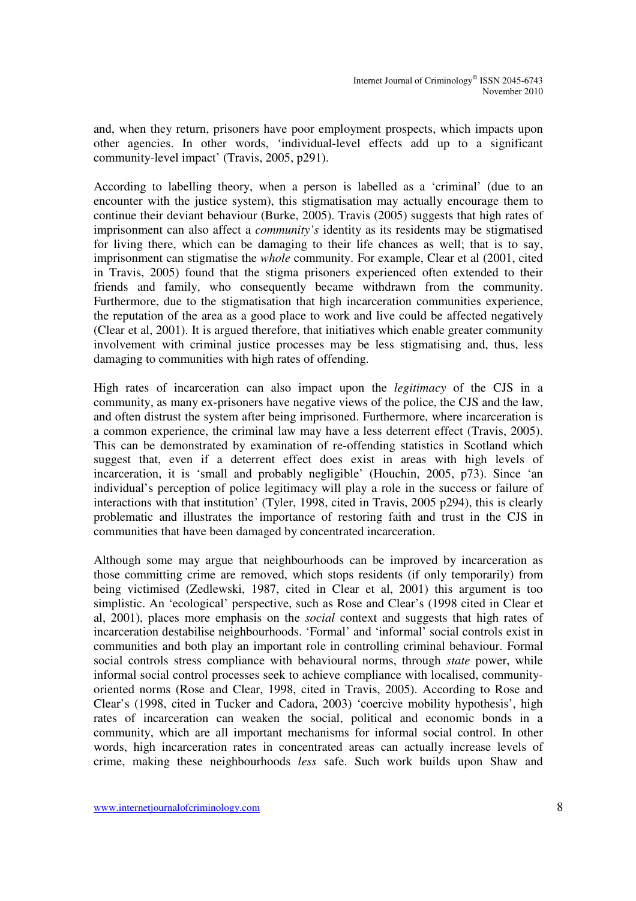and, when they return, prisoners have poor employment prospects, which impacts upon other agencies. In other words, 'individual-level effects add up to a significant community-level impact' (Travis, 2005, p291).

According to labelling theory, when a person is labelled as a 'criminal' (due to an encounter with the justice system), this stigmatisation may actually encourage them to continue their deviant behaviour (Burke, 2005). Travis (2005) suggests that high rates of imprisonment can also affect a *community's* identity as its residents may be stigmatised for living there, which can be damaging to their life chances as well; that is to say, imprisonment can stigmatise the *whole* community. For example, Clear et al (2001, cited in Travis, 2005) found that the stigma prisoners experienced often extended to their friends and family, who consequently became withdrawn from the community. Furthermore, due to the stigmatisation that high incarceration communities experience, the reputation of the area as a good place to work and live could be affected negatively (Clear et al, 2001). It is argued therefore, that initiatives which enable greater community involvement with criminal justice processes may be less stigmatising and, thus, less damaging to communities with high rates of offending.

High rates of incarceration can also impact upon the *legitimacy* of the CJS in a community, as many ex-prisoners have negative views of the police, the CJS and the law, and often distrust the system after being imprisoned. Furthermore, where incarceration is a common experience, the criminal law may have a less deterrent effect (Travis, 2005). This can be demonstrated by examination of re-offending statistics in Scotland which suggest that, even if a deterrent effect does exist in areas with high levels of incarceration, it is 'small and probably negligible' (Houchin, 2005, p73). Since 'an individual's perception of police legitimacy will play a role in the success or failure of interactions with that institution' (Tyler, 1998, cited in Travis, 2005 p294), this is clearly problematic and illustrates the importance of restoring faith and trust in the CJS in communities that have been damaged by concentrated incarceration.

Although some may argue that neighbourhoods can be improved by incarceration as those committing crime are removed, which stops residents (if only temporarily) from being victimised (Zedlewski, 1987, cited in Clear et al, 2001) this argument is too simplistic. An 'ecological' perspective, such as Rose and Clear's (1998 cited in Clear et al, 2001), places more emphasis on the *social* context and suggests that high rates of incarceration destabilise neighbourhoods. 'Formal' and 'informal' social controls exist in communities and both play an important role in controlling criminal behaviour. Formal social controls stress compliance with behavioural norms, through *state* power, while informal social control processes seek to achieve compliance with localised, community-oriented norms (Rose and Clear, 1998, cited in Travis, 2005). According to Rose and Clear's (1998, cited in Tucker and Cadora, 2003) 'coercive mobility hypothesis', high rates of incarceration can weaken the social, political and economic bonds in a community, which are all important mechanisms for informal social control. In other words, high incarceration rates in concentrated areas can actually increase levels of crime, making these neighbourhoods *less* safe. Such work builds upon Shaw and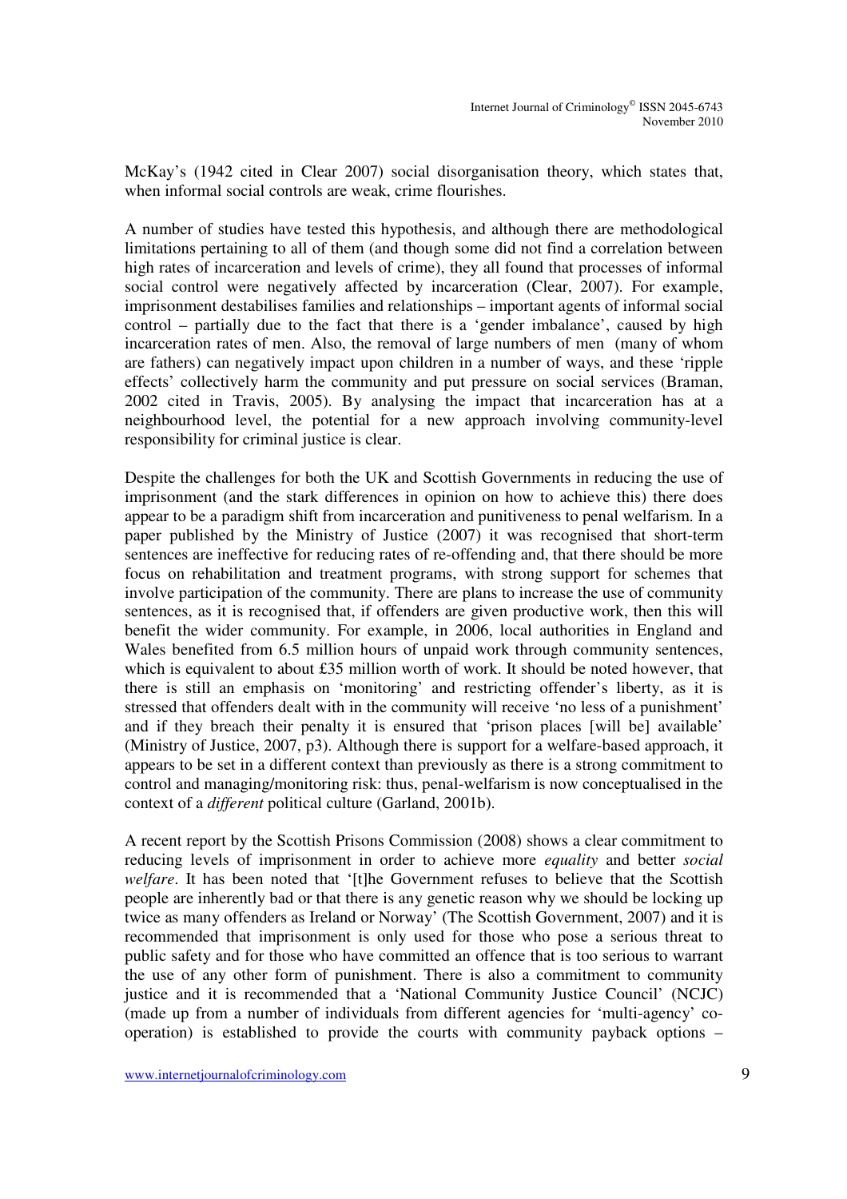McKay's (1942 cited in Clear 2007) social disorganisation theory, which states that, when informal social controls are weak, crime flourishes.

A number of studies have tested this hypothesis, and although there are methodological limitations pertaining to all of them (and though some did not find a correlation between high rates of incarceration and levels of crime), they all found that processes of informal social control were negatively affected by incarceration (Clear, 2007). For example, imprisonment destabilises families and relationships – important agents of informal social control – partially due to the fact that there is a 'gender imbalance', caused by high incarceration rates of men. Also, the removal of large numbers of men (many of whom are fathers) can negatively impact upon children in a number of ways, and these 'ripple effects' collectively harm the community and put pressure on social services (Braman, 2002 cited in Travis, 2005). By analysing the impact that incarceration has at a neighbourhood level, the potential for a new approach involving community-level responsibility for criminal justice is clear.

Despite the challenges for both the UK and Scottish Governments in reducing the use of imprisonment (and the stark differences in opinion on how to achieve this) there does appear to be a paradigm shift from incarceration and punitiveness to penal welfarism. In a paper published by the Ministry of Justice (2007) it was recognised that short-term sentences are ineffective for reducing rates of re-offending and, that there should be more focus on rehabilitation and treatment programs, with strong support for schemes that involve participation of the community. There are plans to increase the use of community sentences, as it is recognised that, if offenders are given productive work, then this will benefit the wider community. For example, in 2006, local authorities in England and Wales benefited from 6.5 million hours of unpaid work through community sentences, which is equivalent to about £35 million worth of work. It should be noted however, that there is still an emphasis on 'monitoring' and restricting offender's liberty, as it is stressed that offenders dealt with in the community will receive 'no less of a punishment' and if they breach their penalty it is ensured that 'prison places [will be] available' (Ministry of Justice, 2007, p3). Although there is support for a welfare-based approach, it appears to be set in a different context than previously as there is a strong commitment to control and managing/monitoring risk: thus, penal-welfarism is now conceptualised in the context of a *different* political culture (Garland, 2001b).

A recent report by the Scottish Prisons Commission (2008) shows a clear commitment to reducing levels of imprisonment in order to achieve more *equality* and better *social welfare*. It has been noted that '[t]he Government refuses to believe that the Scottish people are inherently bad or that there is any genetic reason why we should be locking up twice as many offenders as Ireland or Norway' (The Scottish Government, 2007) and it is recommended that imprisonment is only used for those who pose a serious threat to public safety and for those who have committed an offence that is too serious to warrant the use of any other form of punishment. There is also a commitment to community justice and it is recommended that a 'National Community Justice Council' (NCJC) (made up from a number of individuals from different agencies for 'multi-agency' co-operation) is established to provide the courts with community payback options –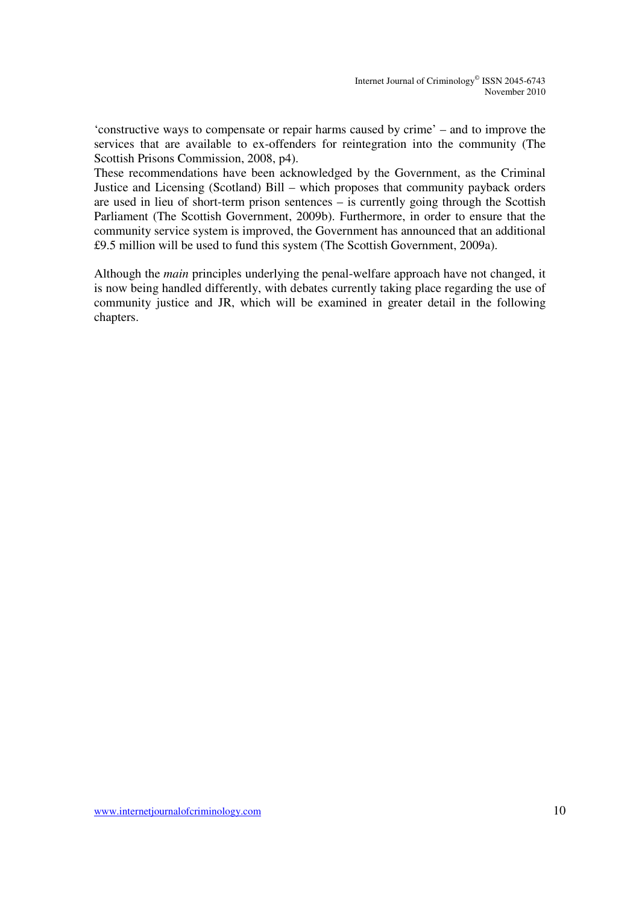'constructive ways to compensate or repair harms caused by crime' – and to improve the services that are available to ex-offenders for reintegration into the community (The Scottish Prisons Commission, 2008, p4).
These recommendations have been acknowledged by the Government, as the Criminal Justice and Licensing (Scotland) Bill – which proposes that community payback orders are used in lieu of short-term prison sentences – is currently going through the Scottish Parliament (The Scottish Government, 2009b). Furthermore, in order to ensure that the community service system is improved, the Government has announced that an additional £9.5 million will be used to fund this system (The Scottish Government, 2009a).

Although the *main* principles underlying the penal-welfare approach have not changed, it is now being handled differently, with debates currently taking place regarding the use of community justice and JR, which will be examined in greater detail in the following chapters.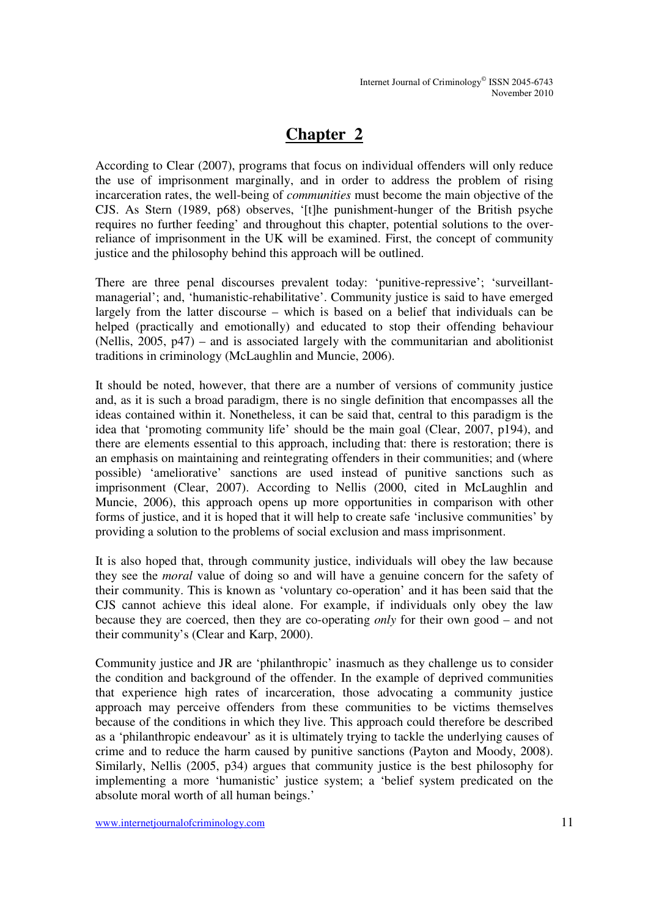# Chapter 2

According to Clear (2007), programs that focus on individual offenders will only reduce the use of imprisonment marginally, and in order to address the problem of rising incarceration rates, the well-being of *communities* must become the main objective of the CJS. As Stern (1989, p68) observes, '[t]he punishment-hunger of the British psyche requires no further feeding' and throughout this chapter, potential solutions to the over-reliance of imprisonment in the UK will be examined. First, the concept of community justice and the philosophy behind this approach will be outlined.

There are three penal discourses prevalent today: 'punitive-repressive'; 'surveillant-managerial'; and, 'humanistic-rehabilitative'. Community justice is said to have emerged largely from the latter discourse – which is based on a belief that individuals can be helped (practically and emotionally) and educated to stop their offending behaviour (Nellis, 2005, p47) – and is associated largely with the communitarian and abolitionist traditions in criminology (McLaughlin and Muncie, 2006).

It should be noted, however, that there are a number of versions of community justice and, as it is such a broad paradigm, there is no single definition that encompasses all the ideas contained within it. Nonetheless, it can be said that, central to this paradigm is the idea that 'promoting community life' should be the main goal (Clear, 2007, p194), and there are elements essential to this approach, including that: there is restoration; there is an emphasis on maintaining and reintegrating offenders in their communities; and (where possible) 'ameliorative' sanctions are used instead of punitive sanctions such as imprisonment (Clear, 2007). According to Nellis (2000, cited in McLaughlin and Muncie, 2006), this approach opens up more opportunities in comparison with other forms of justice, and it is hoped that it will help to create safe 'inclusive communities' by providing a solution to the problems of social exclusion and mass imprisonment.

It is also hoped that, through community justice, individuals will obey the law because they see the *moral* value of doing so and will have a genuine concern for the safety of their community. This is known as 'voluntary co-operation' and it has been said that the CJS cannot achieve this ideal alone. For example, if individuals only obey the law because they are coerced, then they are co-operating *only* for their own good – and not their community's (Clear and Karp, 2000).

Community justice and JR are 'philanthropic' inasmuch as they challenge us to consider the condition and background of the offender. In the example of deprived communities that experience high rates of incarceration, those advocating a community justice approach may perceive offenders from these communities to be victims themselves because of the conditions in which they live. This approach could therefore be described as a 'philanthropic endeavour' as it is ultimately trying to tackle the underlying causes of crime and to reduce the harm caused by punitive sanctions (Payton and Moody, 2008). Similarly, Nellis (2005, p34) argues that community justice is the best philosophy for implementing a more 'humanistic' justice system; a 'belief system predicated on the absolute moral worth of all human beings.'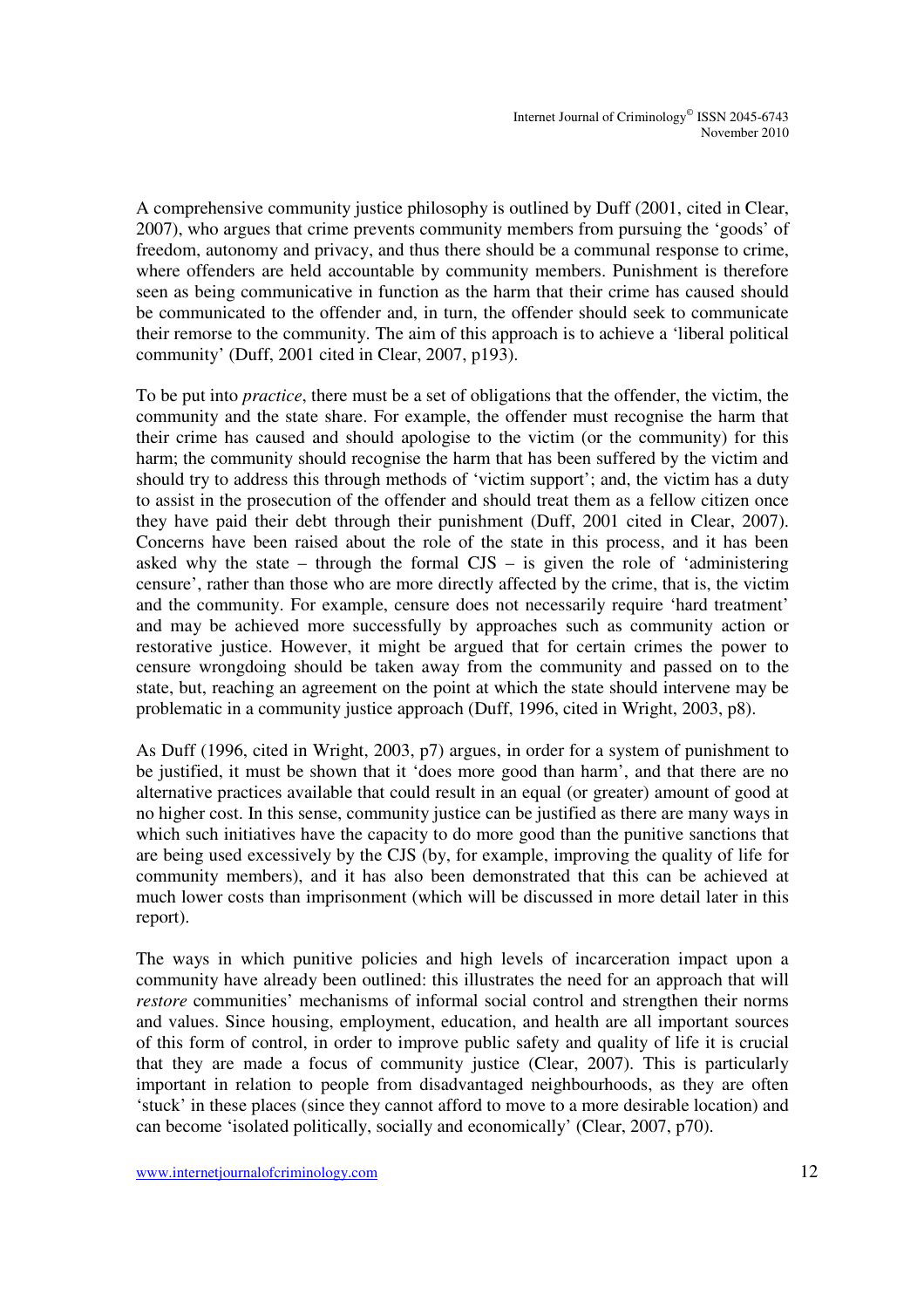A comprehensive community justice philosophy is outlined by Duff (2001, cited in Clear, 2007), who argues that crime prevents community members from pursuing the 'goods' of freedom, autonomy and privacy, and thus there should be a communal response to crime, where offenders are held accountable by community members. Punishment is therefore seen as being communicative in function as the harm that their crime has caused should be communicated to the offender and, in turn, the offender should seek to communicate their remorse to the community. The aim of this approach is to achieve a 'liberal political community' (Duff, 2001 cited in Clear, 2007, p193).

To be put into *practice*, there must be a set of obligations that the offender, the victim, the community and the state share. For example, the offender must recognise the harm that their crime has caused and should apologise to the victim (or the community) for this harm; the community should recognise the harm that has been suffered by the victim and should try to address this through methods of 'victim support'; and, the victim has a duty to assist in the prosecution of the offender and should treat them as a fellow citizen once they have paid their debt through their punishment (Duff, 2001 cited in Clear, 2007). Concerns have been raised about the role of the state in this process, and it has been asked why the state – through the formal CJS – is given the role of 'administering censure', rather than those who are more directly affected by the crime, that is, the victim and the community. For example, censure does not necessarily require 'hard treatment' and may be achieved more successfully by approaches such as community action or restorative justice. However, it might be argued that for certain crimes the power to censure wrongdoing should be taken away from the community and passed on to the state, but, reaching an agreement on the point at which the state should intervene may be problematic in a community justice approach (Duff, 1996, cited in Wright, 2003, p8).

As Duff (1996, cited in Wright, 2003, p7) argues, in order for a system of punishment to be justified, it must be shown that it 'does more good than harm', and that there are no alternative practices available that could result in an equal (or greater) amount of good at no higher cost. In this sense, community justice can be justified as there are many ways in which such initiatives have the capacity to do more good than the punitive sanctions that are being used excessively by the CJS (by, for example, improving the quality of life for community members), and it has also been demonstrated that this can be achieved at much lower costs than imprisonment (which will be discussed in more detail later in this report).

The ways in which punitive policies and high levels of incarceration impact upon a community have already been outlined: this illustrates the need for an approach that will *restore* communities' mechanisms of informal social control and strengthen their norms and values. Since housing, employment, education, and health are all important sources of this form of control, in order to improve public safety and quality of life it is crucial that they are made a focus of community justice (Clear, 2007). This is particularly important in relation to people from disadvantaged neighbourhoods, as they are often 'stuck' in these places (since they cannot afford to move to a more desirable location) and can become 'isolated politically, socially and economically' (Clear, 2007, p70).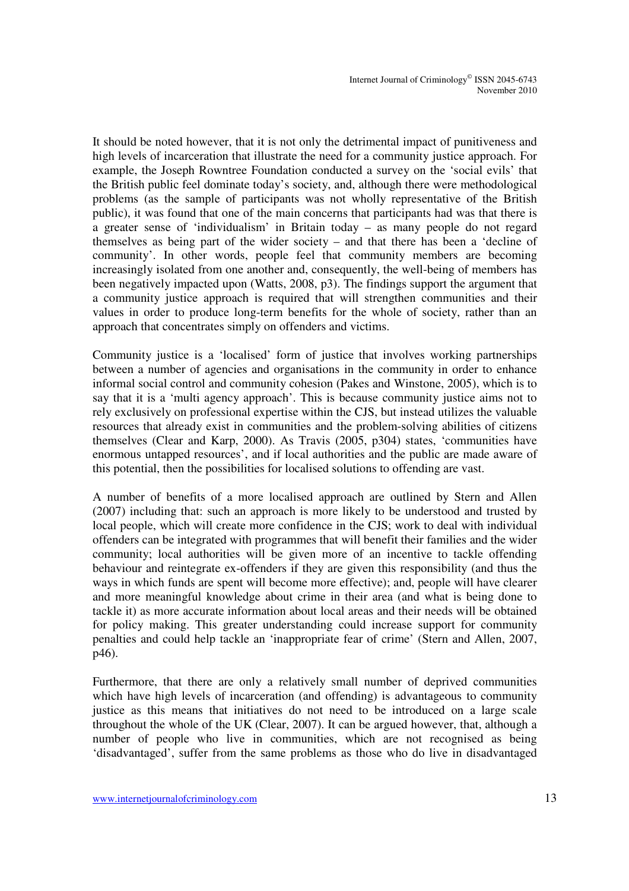It should be noted however, that it is not only the detrimental impact of punitiveness and high levels of incarceration that illustrate the need for a community justice approach. For example, the Joseph Rowntree Foundation conducted a survey on the 'social evils' that the British public feel dominate today's society, and, although there were methodological problems (as the sample of participants was not wholly representative of the British public), it was found that one of the main concerns that participants had was that there is a greater sense of 'individualism' in Britain today – as many people do not regard themselves as being part of the wider society – and that there has been a 'decline of community'. In other words, people feel that community members are becoming increasingly isolated from one another and, consequently, the well-being of members has been negatively impacted upon (Watts, 2008, p3). The findings support the argument that a community justice approach is required that will strengthen communities and their values in order to produce long-term benefits for the whole of society, rather than an approach that concentrates simply on offenders and victims.

Community justice is a 'localised' form of justice that involves working partnerships between a number of agencies and organisations in the community in order to enhance informal social control and community cohesion (Pakes and Winstone, 2005), which is to say that it is a 'multi agency approach'. This is because community justice aims not to rely exclusively on professional expertise within the CJS, but instead utilizes the valuable resources that already exist in communities and the problem-solving abilities of citizens themselves (Clear and Karp, 2000). As Travis (2005, p304) states, 'communities have enormous untapped resources', and if local authorities and the public are made aware of this potential, then the possibilities for localised solutions to offending are vast.

A number of benefits of a more localised approach are outlined by Stern and Allen (2007) including that: such an approach is more likely to be understood and trusted by local people, which will create more confidence in the CJS; work to deal with individual offenders can be integrated with programmes that will benefit their families and the wider community; local authorities will be given more of an incentive to tackle offending behaviour and reintegrate ex-offenders if they are given this responsibility (and thus the ways in which funds are spent will become more effective); and, people will have clearer and more meaningful knowledge about crime in their area (and what is being done to tackle it) as more accurate information about local areas and their needs will be obtained for policy making. This greater understanding could increase support for community penalties and could help tackle an 'inappropriate fear of crime' (Stern and Allen, 2007, p46).

Furthermore, that there are only a relatively small number of deprived communities which have high levels of incarceration (and offending) is advantageous to community justice as this means that initiatives do not need to be introduced on a large scale throughout the whole of the UK (Clear, 2007). It can be argued however, that, although a number of people who live in communities, which are not recognised as being 'disadvantaged', suffer from the same problems as those who do live in disadvantaged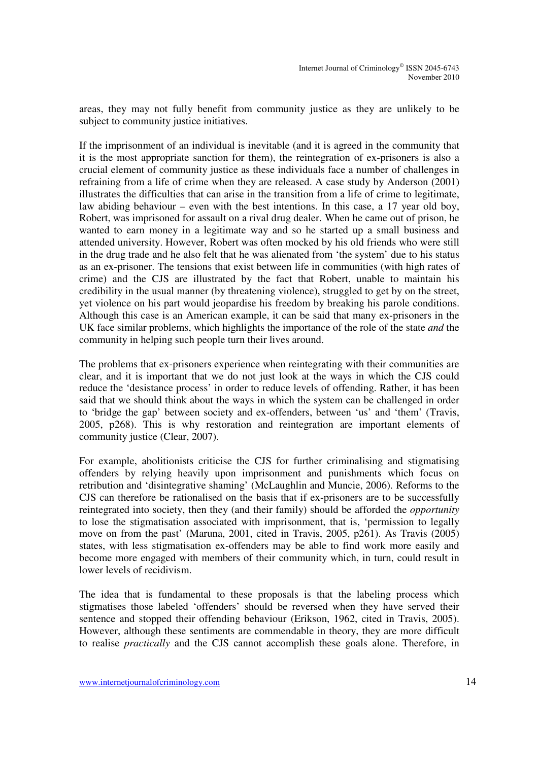areas, they may not fully benefit from community justice as they are unlikely to be subject to community justice initiatives.

If the imprisonment of an individual is inevitable (and it is agreed in the community that it is the most appropriate sanction for them), the reintegration of ex-prisoners is also a crucial element of community justice as these individuals face a number of challenges in refraining from a life of crime when they are released. A case study by Anderson (2001) illustrates the difficulties that can arise in the transition from a life of crime to legitimate, law abiding behaviour – even with the best intentions. In this case, a 17 year old boy, Robert, was imprisoned for assault on a rival drug dealer. When he came out of prison, he wanted to earn money in a legitimate way and so he started up a small business and attended university. However, Robert was often mocked by his old friends who were still in the drug trade and he also felt that he was alienated from 'the system' due to his status as an ex-prisoner. The tensions that exist between life in communities (with high rates of crime) and the CJS are illustrated by the fact that Robert, unable to maintain his credibility in the usual manner (by threatening violence), struggled to get by on the street, yet violence on his part would jeopardise his freedom by breaking his parole conditions. Although this case is an American example, it can be said that many ex-prisoners in the UK face similar problems, which highlights the importance of the role of the state *and* the community in helping such people turn their lives around.

The problems that ex-prisoners experience when reintegrating with their communities are clear, and it is important that we do not just look at the ways in which the CJS could reduce the 'desistance process' in order to reduce levels of offending. Rather, it has been said that we should think about the ways in which the system can be challenged in order to 'bridge the gap' between society and ex-offenders, between 'us' and 'them' (Travis, 2005, p268). This is why restoration and reintegration are important elements of community justice (Clear, 2007).

For example, abolitionists criticise the CJS for further criminalising and stigmatising offenders by relying heavily upon imprisonment and punishments which focus on retribution and 'disintegrative shaming' (McLaughlin and Muncie, 2006). Reforms to the CJS can therefore be rationalised on the basis that if ex-prisoners are to be successfully reintegrated into society, then they (and their family) should be afforded the *opportunity* to lose the stigmatisation associated with imprisonment, that is, 'permission to legally move on from the past' (Maruna, 2001, cited in Travis, 2005, p261). As Travis (2005) states, with less stigmatisation ex-offenders may be able to find work more easily and become more engaged with members of their community which, in turn, could result in lower levels of recidivism.

The idea that is fundamental to these proposals is that the labeling process which stigmatises those labeled 'offenders' should be reversed when they have served their sentence and stopped their offending behaviour (Erikson, 1962, cited in Travis, 2005). However, although these sentiments are commendable in theory, they are more difficult to realise *practically* and the CJS cannot accomplish these goals alone. Therefore, in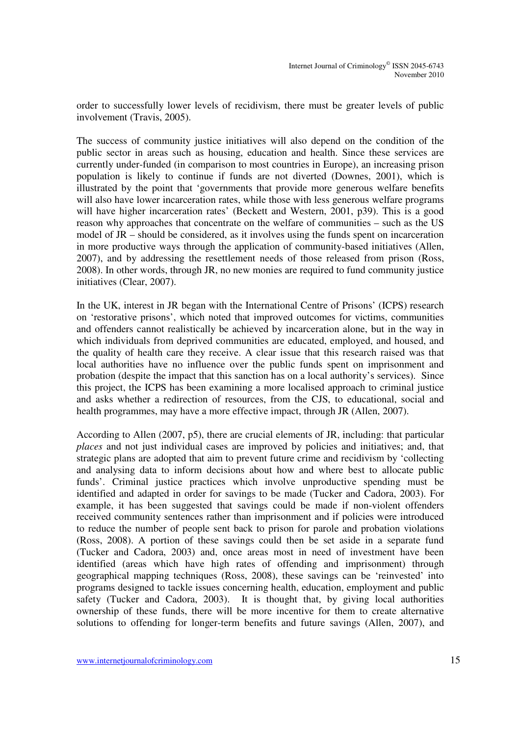order to successfully lower levels of recidivism, there must be greater levels of public involvement (Travis, 2005).

The success of community justice initiatives will also depend on the condition of the public sector in areas such as housing, education and health. Since these services are currently under-funded (in comparison to most countries in Europe), an increasing prison population is likely to continue if funds are not diverted (Downes, 2001), which is illustrated by the point that 'governments that provide more generous welfare benefits will also have lower incarceration rates, while those with less generous welfare programs will have higher incarceration rates' (Beckett and Western, 2001, p39). This is a good reason why approaches that concentrate on the welfare of communities – such as the US model of JR – should be considered, as it involves using the funds spent on incarceration in more productive ways through the application of community-based initiatives (Allen, 2007), and by addressing the resettlement needs of those released from prison (Ross, 2008). In other words, through JR, no new monies are required to fund community justice initiatives (Clear, 2007).

In the UK, interest in JR began with the International Centre of Prisons' (ICPS) research on 'restorative prisons', which noted that improved outcomes for victims, communities and offenders cannot realistically be achieved by incarceration alone, but in the way in which individuals from deprived communities are educated, employed, and housed, and the quality of health care they receive. A clear issue that this research raised was that local authorities have no influence over the public funds spent on imprisonment and probation (despite the impact that this sanction has on a local authority's services). Since this project, the ICPS has been examining a more localised approach to criminal justice and asks whether a redirection of resources, from the CJS, to educational, social and health programmes, may have a more effective impact, through JR (Allen, 2007).

According to Allen (2007, p5), there are crucial elements of JR, including: that particular *places* and not just individual cases are improved by policies and initiatives; and, that strategic plans are adopted that aim to prevent future crime and recidivism by 'collecting and analysing data to inform decisions about how and where best to allocate public funds'. Criminal justice practices which involve unproductive spending must be identified and adapted in order for savings to be made (Tucker and Cadora, 2003). For example, it has been suggested that savings could be made if non-violent offenders received community sentences rather than imprisonment and if policies were introduced to reduce the number of people sent back to prison for parole and probation violations (Ross, 2008). A portion of these savings could then be set aside in a separate fund (Tucker and Cadora, 2003) and, once areas most in need of investment have been identified (areas which have high rates of offending and imprisonment) through geographical mapping techniques (Ross, 2008), these savings can be 'reinvested' into programs designed to tackle issues concerning health, education, employment and public safety (Tucker and Cadora, 2003). It is thought that, by giving local authorities ownership of these funds, there will be more incentive for them to create alternative solutions to offending for longer-term benefits and future savings (Allen, 2007), and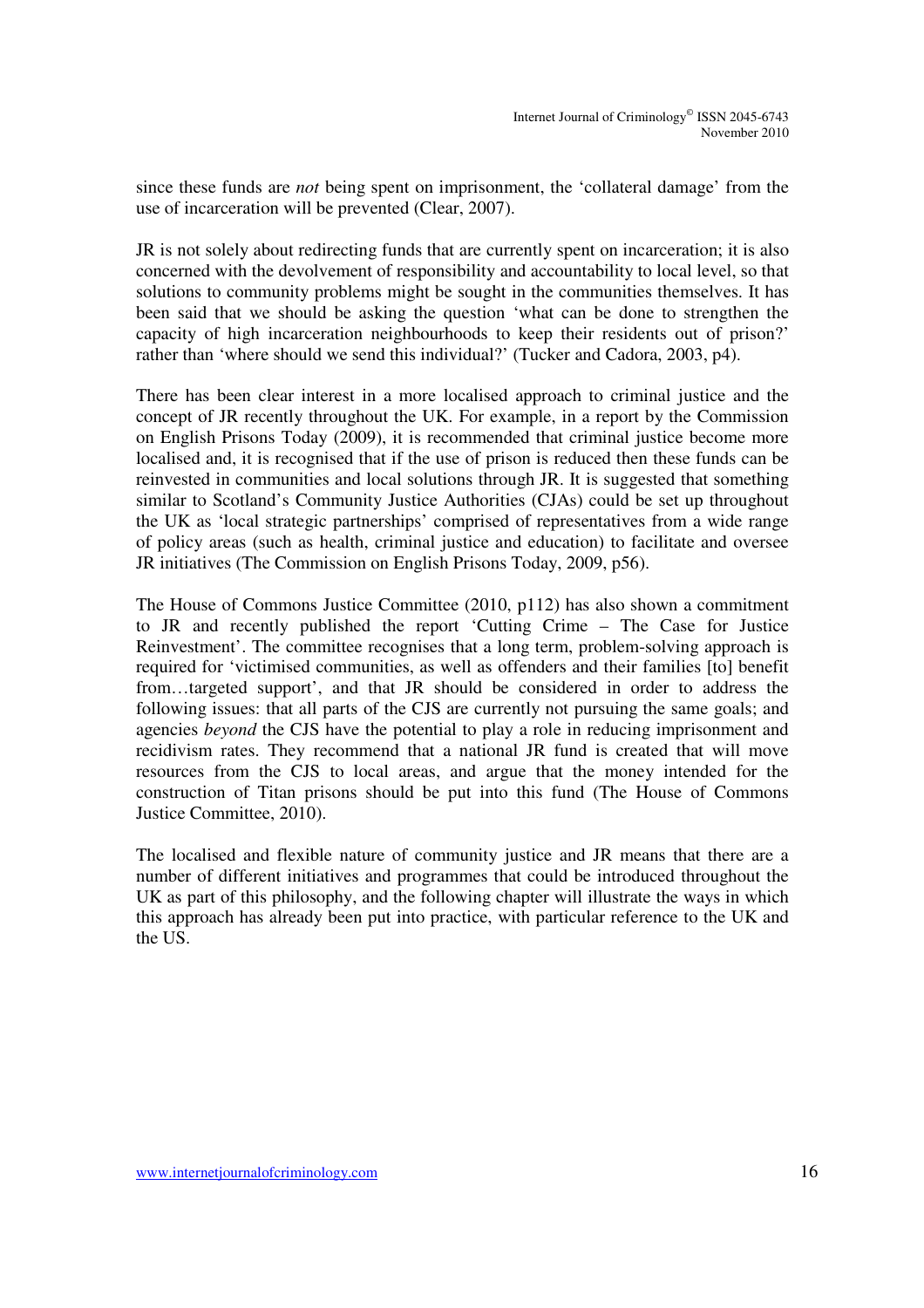since these funds are *not* being spent on imprisonment, the 'collateral damage' from the use of incarceration will be prevented (Clear, 2007).

JR is not solely about redirecting funds that are currently spent on incarceration; it is also concerned with the devolvement of responsibility and accountability to local level, so that solutions to community problems might be sought in the communities themselves. It has been said that we should be asking the question 'what can be done to strengthen the capacity of high incarceration neighbourhoods to keep their residents out of prison?' rather than 'where should we send this individual?' (Tucker and Cadora, 2003, p4).

There has been clear interest in a more localised approach to criminal justice and the concept of JR recently throughout the UK. For example, in a report by the Commission on English Prisons Today (2009), it is recommended that criminal justice become more localised and, it is recognised that if the use of prison is reduced then these funds can be reinvested in communities and local solutions through JR. It is suggested that something similar to Scotland's Community Justice Authorities (CJAs) could be set up throughout the UK as 'local strategic partnerships' comprised of representatives from a wide range of policy areas (such as health, criminal justice and education) to facilitate and oversee JR initiatives (The Commission on English Prisons Today, 2009, p56).

The House of Commons Justice Committee (2010, p112) has also shown a commitment to JR and recently published the report 'Cutting Crime – The Case for Justice Reinvestment'. The committee recognises that a long term, problem-solving approach is required for 'victimised communities, as well as offenders and their families [to] benefit from…targeted support', and that JR should be considered in order to address the following issues: that all parts of the CJS are currently not pursuing the same goals; and agencies *beyond* the CJS have the potential to play a role in reducing imprisonment and recidivism rates. They recommend that a national JR fund is created that will move resources from the CJS to local areas, and argue that the money intended for the construction of Titan prisons should be put into this fund (The House of Commons Justice Committee, 2010).

The localised and flexible nature of community justice and JR means that there are a number of different initiatives and programmes that could be introduced throughout the UK as part of this philosophy, and the following chapter will illustrate the ways in which this approach has already been put into practice, with particular reference to the UK and the US.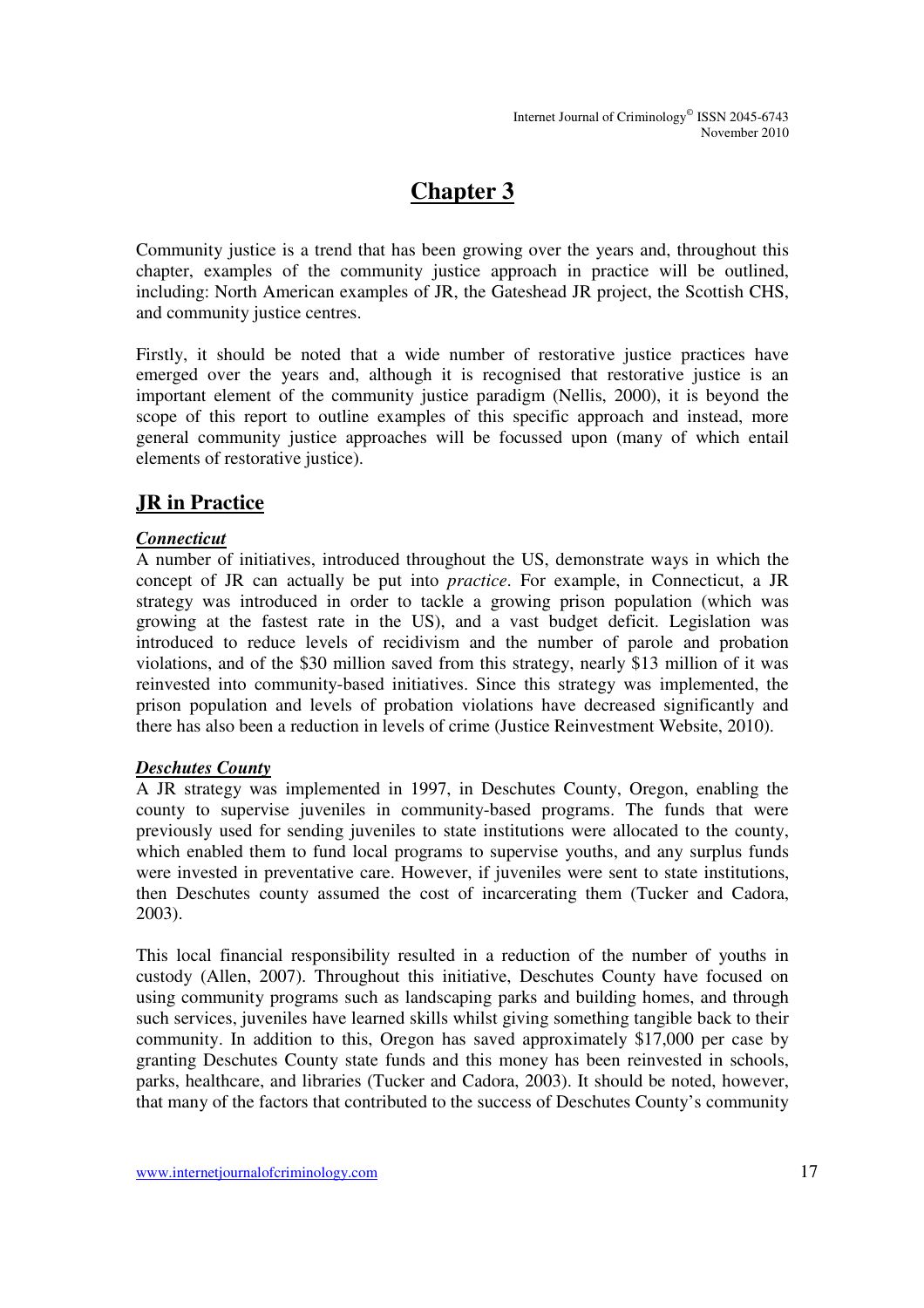# Chapter 3

Community justice is a trend that has been growing over the years and, throughout this chapter, examples of the community justice approach in practice will be outlined, including: North American examples of JR, the Gateshead JR project, the Scottish CHS, and community justice centres.

Firstly, it should be noted that a wide number of restorative justice practices have emerged over the years and, although it is recognised that restorative justice is an important element of the community justice paradigm (Nellis, 2000), it is beyond the scope of this report to outline examples of this specific approach and instead, more general community justice approaches will be focussed upon (many of which entail elements of restorative justice).

## JR in Practice

### *Connecticut*

A number of initiatives, introduced throughout the US, demonstrate ways in which the concept of JR can actually be put into *practice*. For example, in Connecticut, a JR strategy was introduced in order to tackle a growing prison population (which was growing at the fastest rate in the US), and a vast budget deficit. Legislation was introduced to reduce levels of recidivism and the number of parole and probation violations, and of the $30 million saved from this strategy, nearly $13 million of it was reinvested into community-based initiatives. Since this strategy was implemented, the prison population and levels of probation violations have decreased significantly and there has also been a reduction in levels of crime (Justice Reinvestment Website, 2010).

### *Deschutes County*

A JR strategy was implemented in 1997, in Deschutes County, Oregon, enabling the county to supervise juveniles in community-based programs. The funds that were previously used for sending juveniles to state institutions were allocated to the county, which enabled them to fund local programs to supervise youths, and any surplus funds were invested in preventative care. However, if juveniles were sent to state institutions, then Deschutes county assumed the cost of incarcerating them (Tucker and Cadora, 2003).

This local financial responsibility resulted in a reduction of the number of youths in custody (Allen, 2007). Throughout this initiative, Deschutes County have focused on using community programs such as landscaping parks and building homes, and through such services, juveniles have learned skills whilst giving something tangible back to their community. In addition to this, Oregon has saved approximately $17,000 per case by granting Deschutes County state funds and this money has been reinvested in schools, parks, healthcare, and libraries (Tucker and Cadora, 2003). It should be noted, however, that many of the factors that contributed to the success of Deschutes County's community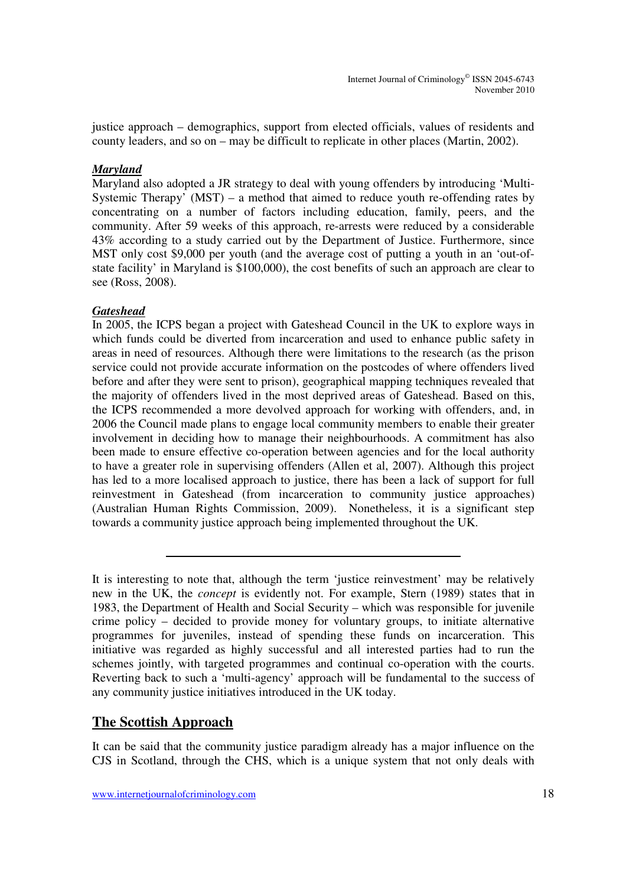justice approach – demographics, support from elected officials, values of residents and county leaders, and so on – may be difficult to replicate in other places (Martin, 2002).

***Maryland***

Maryland also adopted a JR strategy to deal with young offenders by introducing 'Multi-Systemic Therapy' (MST) – a method that aimed to reduce youth re-offending rates by concentrating on a number of factors including education, family, peers, and the community. After 59 weeks of this approach, re-arrests were reduced by a considerable 43% according to a study carried out by the Department of Justice. Furthermore, since MST only cost $9,000 per youth (and the average cost of putting a youth in an 'out-of-state facility' in Maryland is $100,000), the cost benefits of such an approach are clear to see (Ross, 2008).

***Gateshead***

In 2005, the ICPS began a project with Gateshead Council in the UK to explore ways in which funds could be diverted from incarceration and used to enhance public safety in areas in need of resources. Although there were limitations to the research (as the prison service could not provide accurate information on the postcodes of where offenders lived before and after they were sent to prison), geographical mapping techniques revealed that the majority of offenders lived in the most deprived areas of Gateshead. Based on this, the ICPS recommended a more devolved approach for working with offenders, and, in 2006 the Council made plans to engage local community members to enable their greater involvement in deciding how to manage their neighbourhoods. A commitment has also been made to ensure effective co-operation between agencies and for the local authority to have a greater role in supervising offenders (Allen et al, 2007). Although this project has led to a more localised approach to justice, there has been a lack of support for full reinvestment in Gateshead (from incarceration to community justice approaches) (Australian Human Rights Commission, 2009). Nonetheless, it is a significant step towards a community justice approach being implemented throughout the UK.

---

It is interesting to note that, although the term 'justice reinvestment' may be relatively new in the UK, the *concept* is evidently not. For example, Stern (1989) states that in 1983, the Department of Health and Social Security – which was responsible for juvenile crime policy – decided to provide money for voluntary groups, to initiate alternative programmes for juveniles, instead of spending these funds on incarceration. This initiative was regarded as highly successful and all interested parties had to run the schemes jointly, with targeted programmes and continual co-operation with the courts. Reverting back to such a 'multi-agency' approach will be fundamental to the success of any community justice initiatives introduced in the UK today.

## The Scottish Approach

It can be said that the community justice paradigm already has a major influence on the CJS in Scotland, through the CHS, which is a unique system that not only deals with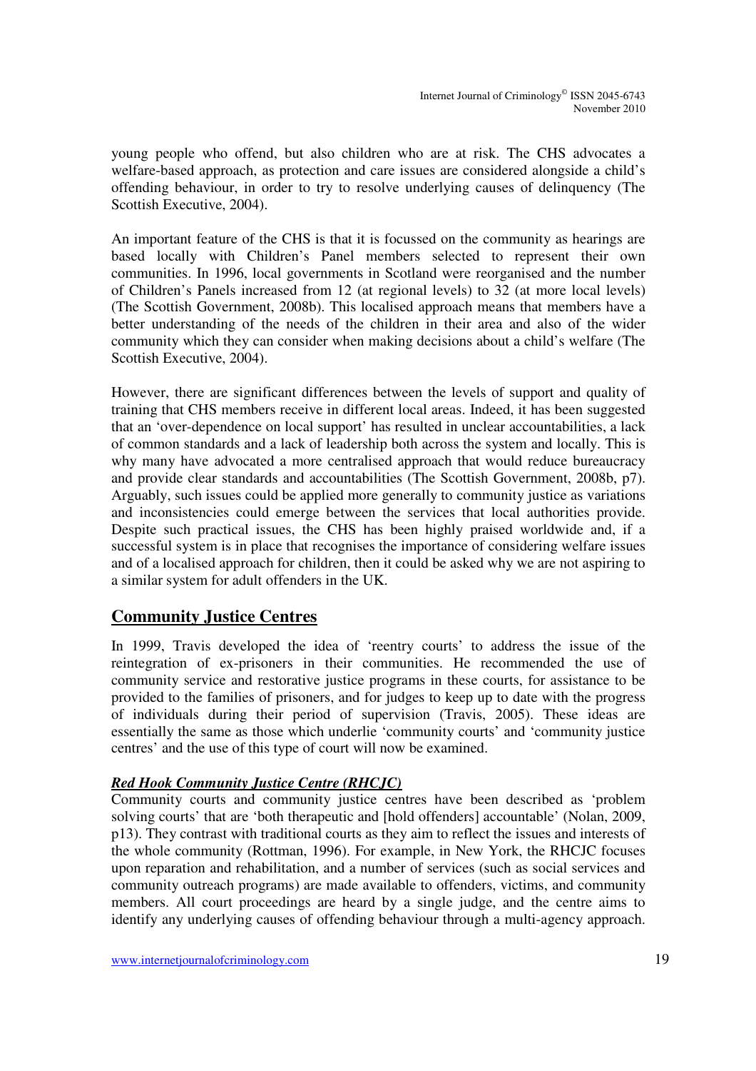young people who offend, but also children who are at risk. The CHS advocates a welfare-based approach, as protection and care issues are considered alongside a child's offending behaviour, in order to try to resolve underlying causes of delinquency (The Scottish Executive, 2004).

An important feature of the CHS is that it is focussed on the community as hearings are based locally with Children's Panel members selected to represent their own communities. In 1996, local governments in Scotland were reorganised and the number of Children's Panels increased from 12 (at regional levels) to 32 (at more local levels) (The Scottish Government, 2008b). This localised approach means that members have a better understanding of the needs of the children in their area and also of the wider community which they can consider when making decisions about a child's welfare (The Scottish Executive, 2004).

However, there are significant differences between the levels of support and quality of training that CHS members receive in different local areas. Indeed, it has been suggested that an 'over-dependence on local support' has resulted in unclear accountabilities, a lack of common standards and a lack of leadership both across the system and locally. This is why many have advocated a more centralised approach that would reduce bureaucracy and provide clear standards and accountabilities (The Scottish Government, 2008b, p7). Arguably, such issues could be applied more generally to community justice as variations and inconsistencies could emerge between the services that local authorities provide. Despite such practical issues, the CHS has been highly praised worldwide and, if a successful system is in place that recognises the importance of considering welfare issues and of a localised approach for children, then it could be asked why we are not aspiring to a similar system for adult offenders in the UK.

## Community Justice Centres

In 1999, Travis developed the idea of 'reentry courts' to address the issue of the reintegration of ex-prisoners in their communities. He recommended the use of community service and restorative justice programs in these courts, for assistance to be provided to the families of prisoners, and for judges to keep up to date with the progress of individuals during their period of supervision (Travis, 2005). These ideas are essentially the same as those which underlie 'community courts' and 'community justice centres' and the use of this type of court will now be examined.

### *Red Hook Community Justice Centre (RHCJC)*

Community courts and community justice centres have been described as 'problem solving courts' that are 'both therapeutic and [hold offenders] accountable' (Nolan, 2009, p13). They contrast with traditional courts as they aim to reflect the issues and interests of the whole community (Rottman, 1996). For example, in New York, the RHCJC focuses upon reparation and rehabilitation, and a number of services (such as social services and community outreach programs) are made available to offenders, victims, and community members. All court proceedings are heard by a single judge, and the centre aims to identify any underlying causes of offending behaviour through a multi-agency approach.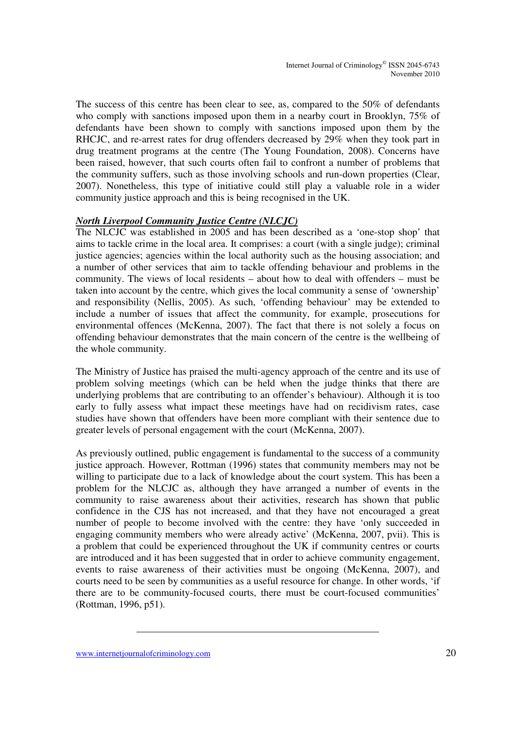The success of this centre has been clear to see, as, compared to the 50% of defendants who comply with sanctions imposed upon them in a nearby court in Brooklyn, 75% of defendants have been shown to comply with sanctions imposed upon them by the RHCJC, and re-arrest rates for drug offenders decreased by 29% when they took part in drug treatment programs at the centre (The Young Foundation, 2008). Concerns have been raised, however, that such courts often fail to confront a number of problems that the community suffers, such as those involving schools and run-down properties (Clear, 2007). Nonetheless, this type of initiative could still play a valuable role in a wider community justice approach and this is being recognised in the UK.

***North Liverpool Community Justice Centre (NLCJC)***

The NLCJC was established in 2005 and has been described as a 'one-stop shop' that aims to tackle crime in the local area. It comprises: a court (with a single judge); criminal justice agencies; agencies within the local authority such as the housing association; and a number of other services that aim to tackle offending behaviour and problems in the community. The views of local residents – about how to deal with offenders – must be taken into account by the centre, which gives the local community a sense of 'ownership' and responsibility (Nellis, 2005). As such, 'offending behaviour' may be extended to include a number of issues that affect the community, for example, prosecutions for environmental offences (McKenna, 2007). The fact that there is not solely a focus on offending behaviour demonstrates that the main concern of the centre is the wellbeing of the whole community.

The Ministry of Justice has praised the multi-agency approach of the centre and its use of problem solving meetings (which can be held when the judge thinks that there are underlying problems that are contributing to an offender's behaviour). Although it is too early to fully assess what impact these meetings have had on recidivism rates, case studies have shown that offenders have been more compliant with their sentence due to greater levels of personal engagement with the court (McKenna, 2007).

As previously outlined, public engagement is fundamental to the success of a community justice approach. However, Rottman (1996) states that community members may not be willing to participate due to a lack of knowledge about the court system. This has been a problem for the NLCJC as, although they have arranged a number of events in the community to raise awareness about their activities, research has shown that public confidence in the CJS has not increased, and that they have not encouraged a great number of people to become involved with the centre: they have 'only succeeded in engaging community members who were already active' (McKenna, 2007, pvii). This is a problem that could be experienced throughout the UK if community centres or courts are introduced and it has been suggested that in order to achieve community engagement, events to raise awareness of their activities must be ongoing (McKenna, 2007), and courts need to be seen by communities as a useful resource for change. In other words, 'if there are to be community-focused courts, there must be court-focused communities' (Rottman, 1996, p51).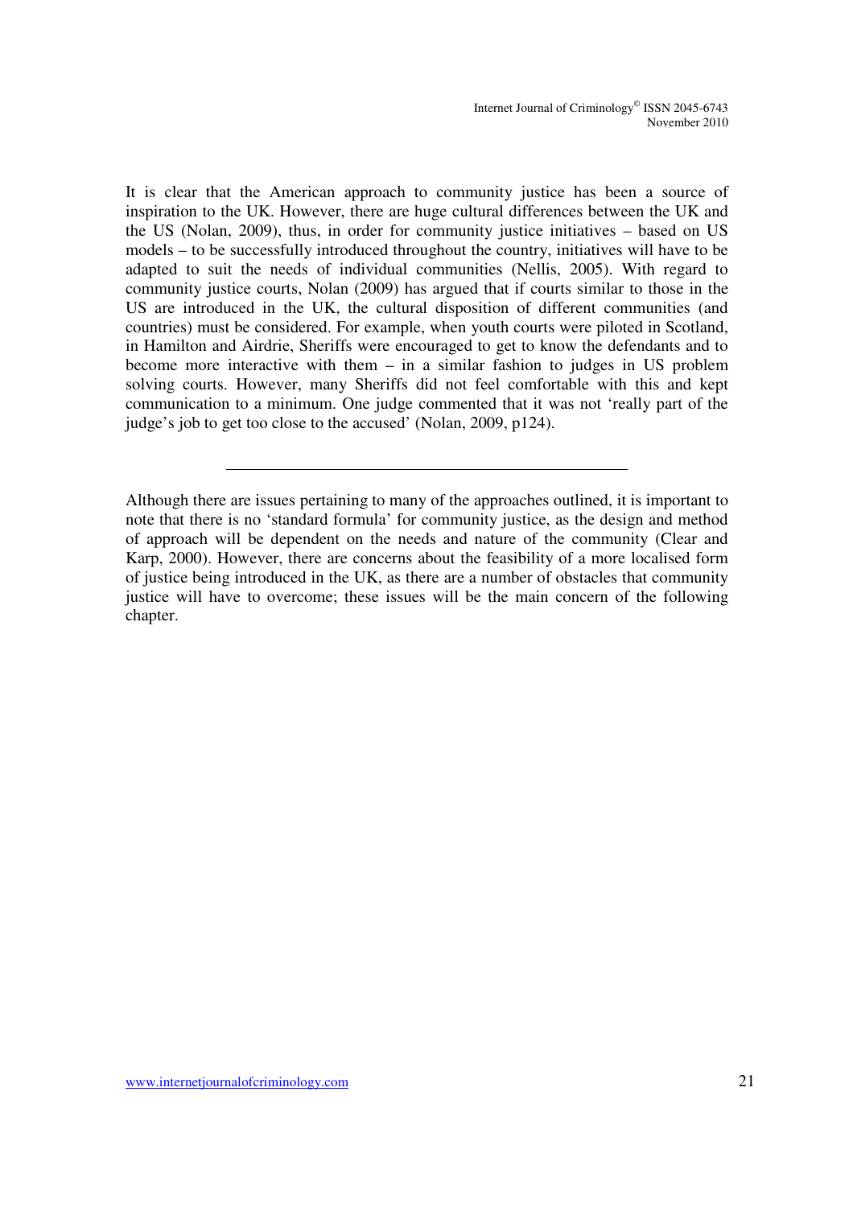It is clear that the American approach to community justice has been a source of inspiration to the UK. However, there are huge cultural differences between the UK and the US (Nolan, 2009), thus, in order for community justice initiatives – based on US models – to be successfully introduced throughout the country, initiatives will have to be adapted to suit the needs of individual communities (Nellis, 2005). With regard to community justice courts, Nolan (2009) has argued that if courts similar to those in the US are introduced in the UK, the cultural disposition of different communities (and countries) must be considered. For example, when youth courts were piloted in Scotland, in Hamilton and Airdrie, Sheriffs were encouraged to get to know the defendants and to become more interactive with them – in a similar fashion to judges in US problem solving courts. However, many Sheriffs did not feel comfortable with this and kept communication to a minimum. One judge commented that it was not 'really part of the judge's job to get too close to the accused' (Nolan, 2009, p124).

---

Although there are issues pertaining to many of the approaches outlined, it is important to note that there is no 'standard formula' for community justice, as the design and method of approach will be dependent on the needs and nature of the community (Clear and Karp, 2000). However, there are concerns about the feasibility of a more localised form of justice being introduced in the UK, as there are a number of obstacles that community justice will have to overcome; these issues will be the main concern of the following chapter.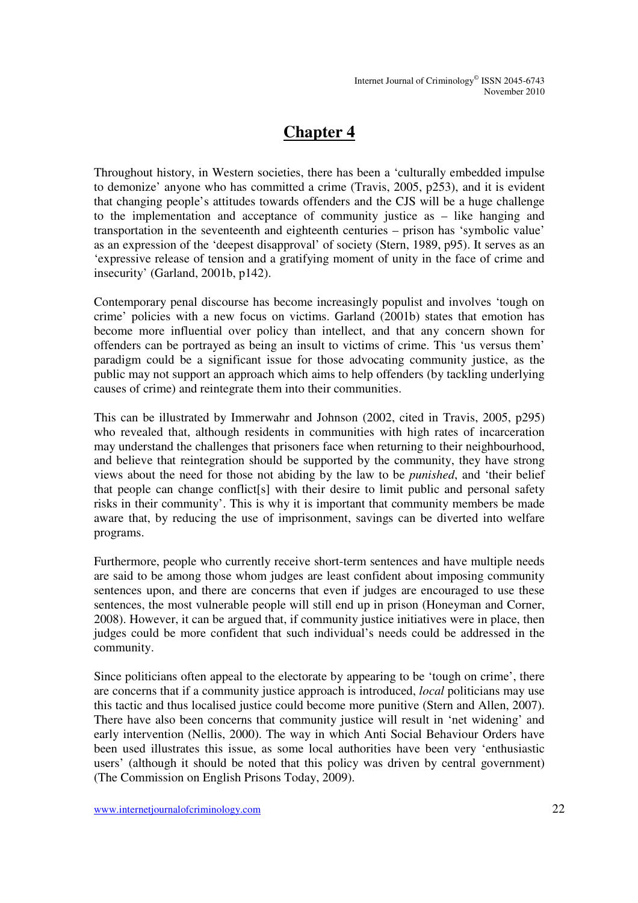# Chapter 4

Throughout history, in Western societies, there has been a 'culturally embedded impulse to demonize' anyone who has committed a crime (Travis, 2005, p253), and it is evident that changing people's attitudes towards offenders and the CJS will be a huge challenge to the implementation and acceptance of community justice as – like hanging and transportation in the seventeenth and eighteenth centuries – prison has 'symbolic value' as an expression of the 'deepest disapproval' of society (Stern, 1989, p95). It serves as an 'expressive release of tension and a gratifying moment of unity in the face of crime and insecurity' (Garland, 2001b, p142).

Contemporary penal discourse has become increasingly populist and involves 'tough on crime' policies with a new focus on victims. Garland (2001b) states that emotion has become more influential over policy than intellect, and that any concern shown for offenders can be portrayed as being an insult to victims of crime. This 'us versus them' paradigm could be a significant issue for those advocating community justice, as the public may not support an approach which aims to help offenders (by tackling underlying causes of crime) and reintegrate them into their communities.

This can be illustrated by Immerwahr and Johnson (2002, cited in Travis, 2005, p295) who revealed that, although residents in communities with high rates of incarceration may understand the challenges that prisoners face when returning to their neighbourhood, and believe that reintegration should be supported by the community, they have strong views about the need for those not abiding by the law to be *punished*, and 'their belief that people can change conflict[s] with their desire to limit public and personal safety risks in their community'. This is why it is important that community members be made aware that, by reducing the use of imprisonment, savings can be diverted into welfare programs.

Furthermore, people who currently receive short-term sentences and have multiple needs are said to be among those whom judges are least confident about imposing community sentences upon, and there are concerns that even if judges are encouraged to use these sentences, the most vulnerable people will still end up in prison (Honeyman and Corner, 2008). However, it can be argued that, if community justice initiatives were in place, then judges could be more confident that such individual's needs could be addressed in the community.

Since politicians often appeal to the electorate by appearing to be 'tough on crime', there are concerns that if a community justice approach is introduced, *local* politicians may use this tactic and thus localised justice could become more punitive (Stern and Allen, 2007). There have also been concerns that community justice will result in 'net widening' and early intervention (Nellis, 2000). The way in which Anti Social Behaviour Orders have been used illustrates this issue, as some local authorities have been very 'enthusiastic users' (although it should be noted that this policy was driven by central government) (The Commission on English Prisons Today, 2009).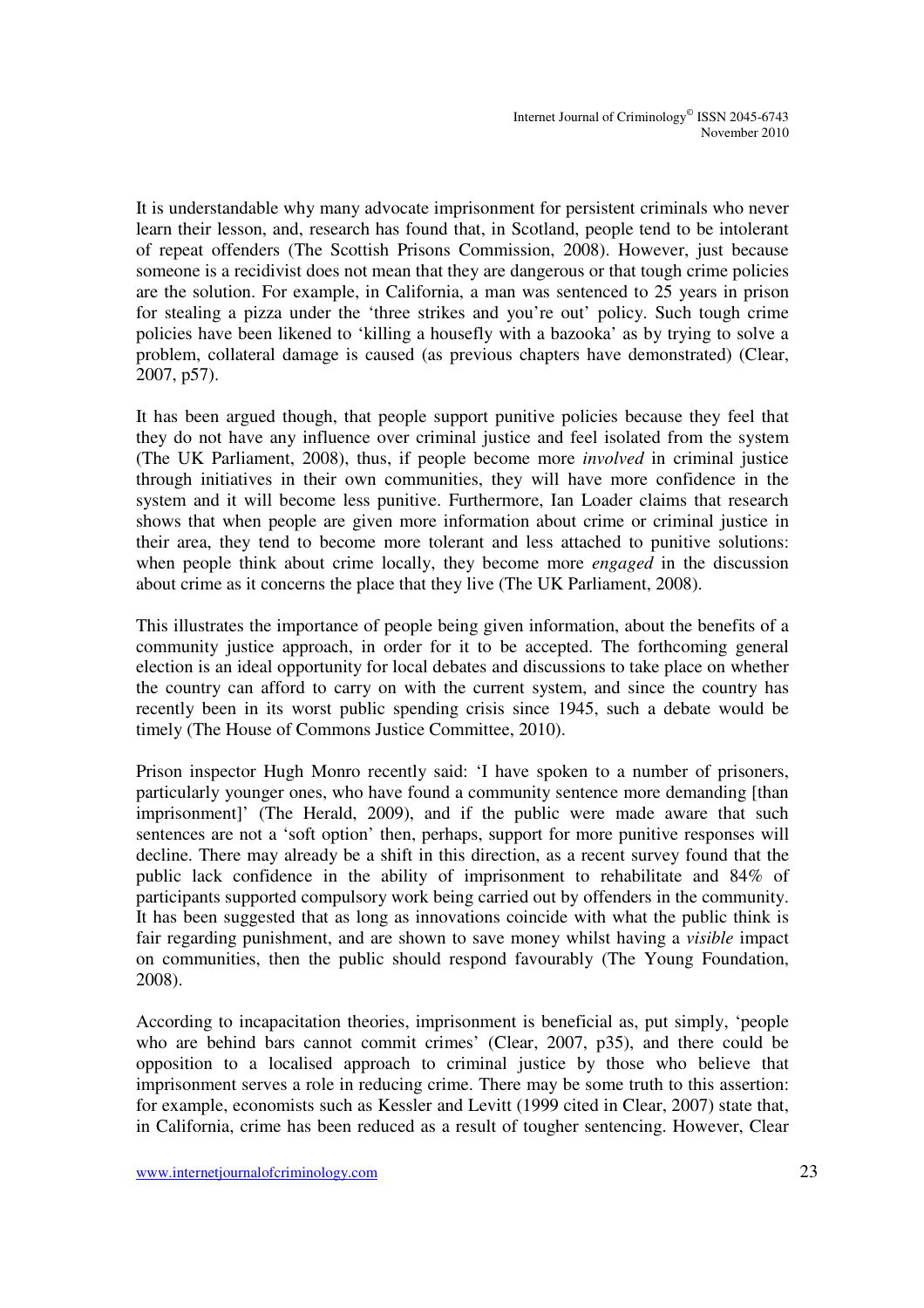It is understandable why many advocate imprisonment for persistent criminals who never learn their lesson, and, research has found that, in Scotland, people tend to be intolerant of repeat offenders (The Scottish Prisons Commission, 2008). However, just because someone is a recidivist does not mean that they are dangerous or that tough crime policies are the solution. For example, in California, a man was sentenced to 25 years in prison for stealing a pizza under the 'three strikes and you're out' policy. Such tough crime policies have been likened to 'killing a housefly with a bazooka' as by trying to solve a problem, collateral damage is caused (as previous chapters have demonstrated) (Clear, 2007, p57).

It has been argued though, that people support punitive policies because they feel that they do not have any influence over criminal justice and feel isolated from the system (The UK Parliament, 2008), thus, if people become more *involved* in criminal justice through initiatives in their own communities, they will have more confidence in the system and it will become less punitive. Furthermore, Ian Loader claims that research shows that when people are given more information about crime or criminal justice in their area, they tend to become more tolerant and less attached to punitive solutions: when people think about crime locally, they become more *engaged* in the discussion about crime as it concerns the place that they live (The UK Parliament, 2008).

This illustrates the importance of people being given information, about the benefits of a community justice approach, in order for it to be accepted. The forthcoming general election is an ideal opportunity for local debates and discussions to take place on whether the country can afford to carry on with the current system, and since the country has recently been in its worst public spending crisis since 1945, such a debate would be timely (The House of Commons Justice Committee, 2010).

Prison inspector Hugh Monro recently said: 'I have spoken to a number of prisoners, particularly younger ones, who have found a community sentence more demanding [than imprisonment]' (The Herald, 2009), and if the public were made aware that such sentences are not a 'soft option' then, perhaps, support for more punitive responses will decline. There may already be a shift in this direction, as a recent survey found that the public lack confidence in the ability of imprisonment to rehabilitate and 84% of participants supported compulsory work being carried out by offenders in the community. It has been suggested that as long as innovations coincide with what the public think is fair regarding punishment, and are shown to save money whilst having a *visible* impact on communities, then the public should respond favourably (The Young Foundation, 2008).

According to incapacitation theories, imprisonment is beneficial as, put simply, 'people who are behind bars cannot commit crimes' (Clear, 2007, p35), and there could be opposition to a localised approach to criminal justice by those who believe that imprisonment serves a role in reducing crime. There may be some truth to this assertion: for example, economists such as Kessler and Levitt (1999 cited in Clear, 2007) state that, in California, crime has been reduced as a result of tougher sentencing. However, Clear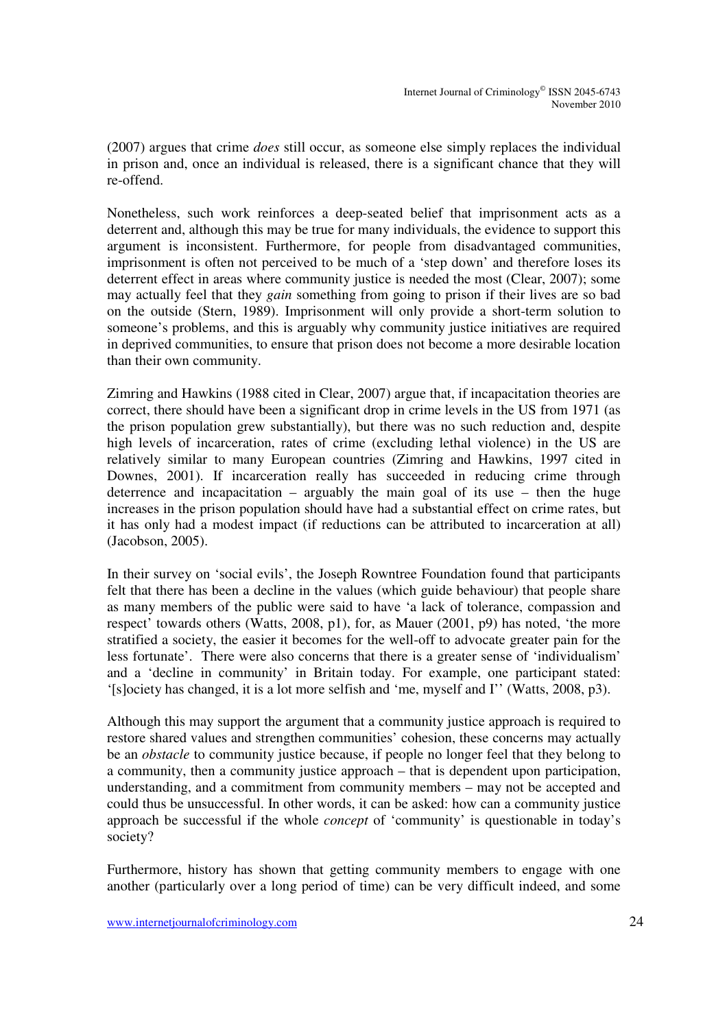(2007) argues that crime *does* still occur, as someone else simply replaces the individual in prison and, once an individual is released, there is a significant chance that they will re-offend.

Nonetheless, such work reinforces a deep-seated belief that imprisonment acts as a deterrent and, although this may be true for many individuals, the evidence to support this argument is inconsistent. Furthermore, for people from disadvantaged communities, imprisonment is often not perceived to be much of a 'step down' and therefore loses its deterrent effect in areas where community justice is needed the most (Clear, 2007); some may actually feel that they *gain* something from going to prison if their lives are so bad on the outside (Stern, 1989). Imprisonment will only provide a short-term solution to someone's problems, and this is arguably why community justice initiatives are required in deprived communities, to ensure that prison does not become a more desirable location than their own community.

Zimring and Hawkins (1988 cited in Clear, 2007) argue that, if incapacitation theories are correct, there should have been a significant drop in crime levels in the US from 1971 (as the prison population grew substantially), but there was no such reduction and, despite high levels of incarceration, rates of crime (excluding lethal violence) in the US are relatively similar to many European countries (Zimring and Hawkins, 1997 cited in Downes, 2001). If incarceration really has succeeded in reducing crime through deterrence and incapacitation – arguably the main goal of its use – then the huge increases in the prison population should have had a substantial effect on crime rates, but it has only had a modest impact (if reductions can be attributed to incarceration at all) (Jacobson, 2005).

In their survey on 'social evils', the Joseph Rowntree Foundation found that participants felt that there has been a decline in the values (which guide behaviour) that people share as many members of the public were said to have 'a lack of tolerance, compassion and respect' towards others (Watts, 2008, p1), for, as Mauer (2001, p9) has noted, 'the more stratified a society, the easier it becomes for the well-off to advocate greater pain for the less fortunate'. There were also concerns that there is a greater sense of 'individualism' and a 'decline in community' in Britain today. For example, one participant stated: '[s]ociety has changed, it is a lot more selfish and 'me, myself and I'' (Watts, 2008, p3).

Although this may support the argument that a community justice approach is required to restore shared values and strengthen communities' cohesion, these concerns may actually be an *obstacle* to community justice because, if people no longer feel that they belong to a community, then a community justice approach – that is dependent upon participation, understanding, and a commitment from community members – may not be accepted and could thus be unsuccessful. In other words, it can be asked: how can a community justice approach be successful if the whole *concept* of 'community' is questionable in today's society?

Furthermore, history has shown that getting community members to engage with one another (particularly over a long period of time) can be very difficult indeed, and some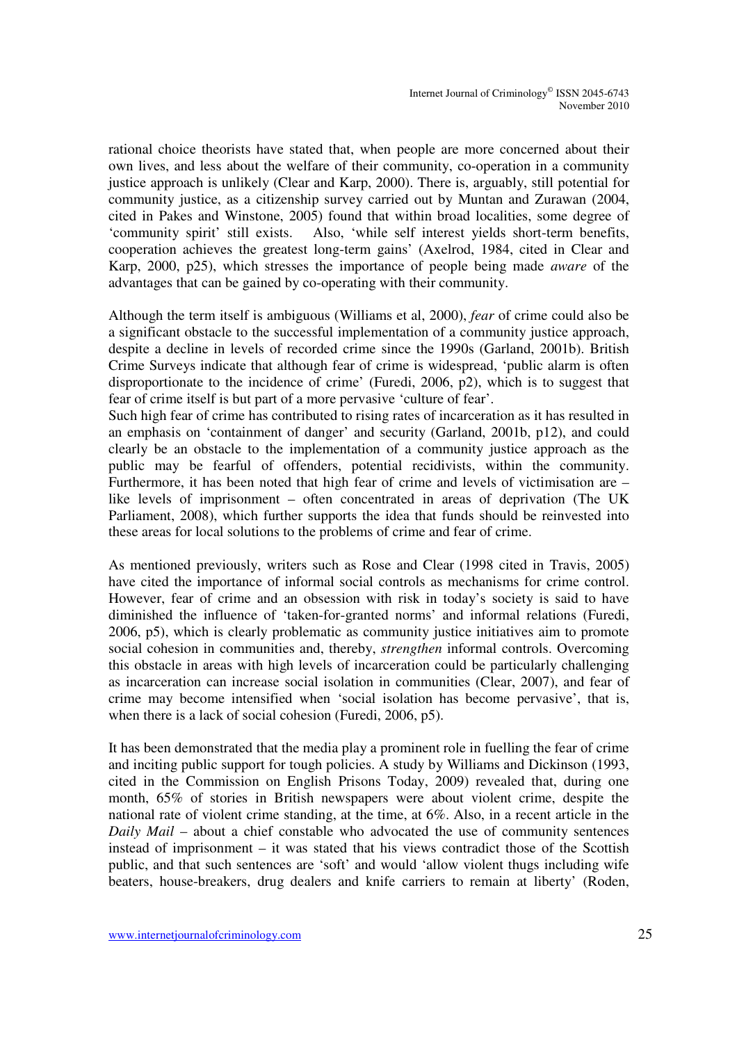rational choice theorists have stated that, when people are more concerned about their own lives, and less about the welfare of their community, co-operation in a community justice approach is unlikely (Clear and Karp, 2000). There is, arguably, still potential for community justice, as a citizenship survey carried out by Muntan and Zurawan (2004, cited in Pakes and Winstone, 2005) found that within broad localities, some degree of 'community spirit' still exists. Also, 'while self interest yields short-term benefits, cooperation achieves the greatest long-term gains' (Axelrod, 1984, cited in Clear and Karp, 2000, p25), which stresses the importance of people being made *aware* of the advantages that can be gained by co-operating with their community.

Although the term itself is ambiguous (Williams et al, 2000), *fear* of crime could also be a significant obstacle to the successful implementation of a community justice approach, despite a decline in levels of recorded crime since the 1990s (Garland, 2001b). British Crime Surveys indicate that although fear of crime is widespread, 'public alarm is often disproportionate to the incidence of crime' (Furedi, 2006, p2), which is to suggest that fear of crime itself is but part of a more pervasive 'culture of fear'.

Such high fear of crime has contributed to rising rates of incarceration as it has resulted in an emphasis on 'containment of danger' and security (Garland, 2001b, p12), and could clearly be an obstacle to the implementation of a community justice approach as the public may be fearful of offenders, potential recidivists, within the community. Furthermore, it has been noted that high fear of crime and levels of victimisation are – like levels of imprisonment – often concentrated in areas of deprivation (The UK Parliament, 2008), which further supports the idea that funds should be reinvested into these areas for local solutions to the problems of crime and fear of crime.

As mentioned previously, writers such as Rose and Clear (1998 cited in Travis, 2005) have cited the importance of informal social controls as mechanisms for crime control. However, fear of crime and an obsession with risk in today's society is said to have diminished the influence of 'taken-for-granted norms' and informal relations (Furedi, 2006, p5), which is clearly problematic as community justice initiatives aim to promote social cohesion in communities and, thereby, *strengthen* informal controls. Overcoming this obstacle in areas with high levels of incarceration could be particularly challenging as incarceration can increase social isolation in communities (Clear, 2007), and fear of crime may become intensified when 'social isolation has become pervasive', that is, when there is a lack of social cohesion (Furedi, 2006, p5).

It has been demonstrated that the media play a prominent role in fuelling the fear of crime and inciting public support for tough policies. A study by Williams and Dickinson (1993, cited in the Commission on English Prisons Today, 2009) revealed that, during one month, 65% of stories in British newspapers were about violent crime, despite the national rate of violent crime standing, at the time, at 6%. Also, in a recent article in the *Daily Mail* – about a chief constable who advocated the use of community sentences instead of imprisonment – it was stated that his views contradict those of the Scottish public, and that such sentences are 'soft' and would 'allow violent thugs including wife beaters, house-breakers, drug dealers and knife carriers to remain at liberty' (Roden,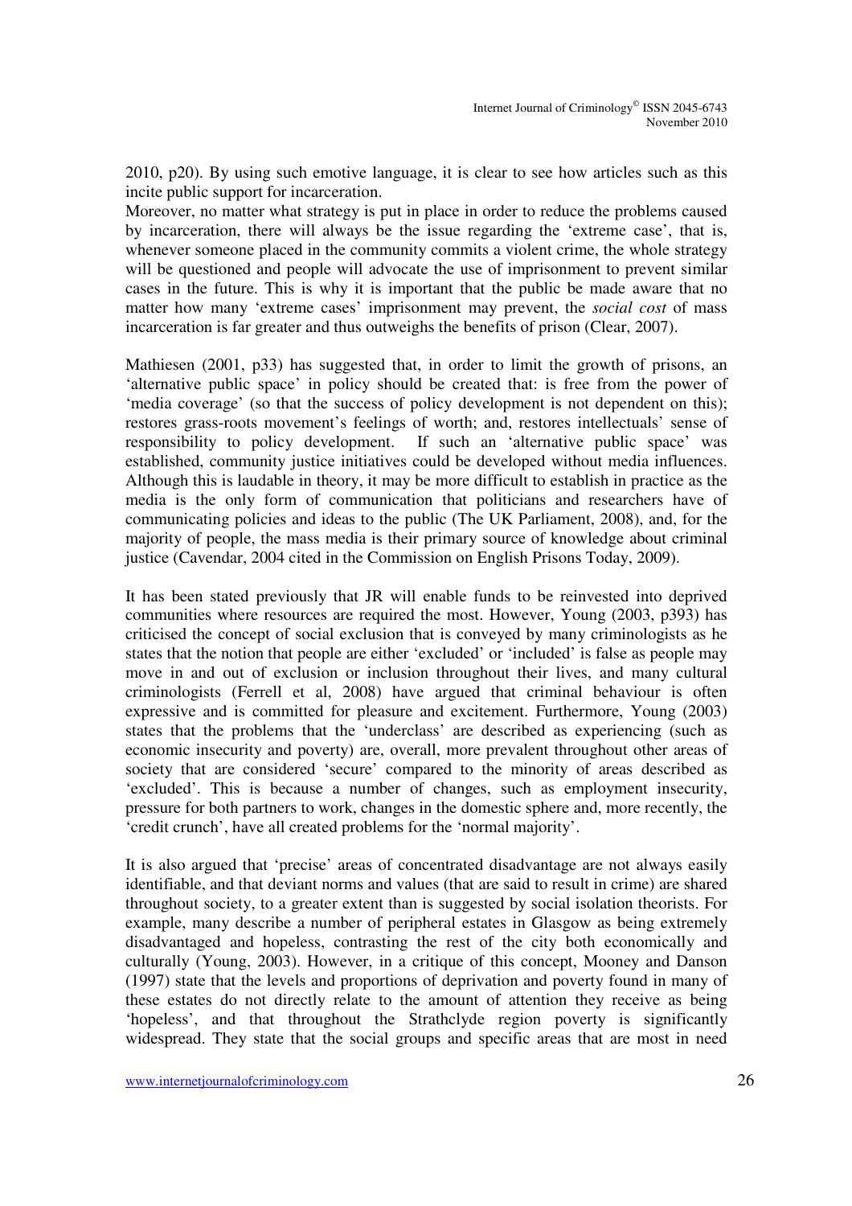2010, p20). By using such emotive language, it is clear to see how articles such as this incite public support for incarceration.
Moreover, no matter what strategy is put in place in order to reduce the problems caused by incarceration, there will always be the issue regarding the 'extreme case', that is, whenever someone placed in the community commits a violent crime, the whole strategy will be questioned and people will advocate the use of imprisonment to prevent similar cases in the future. This is why it is important that the public be made aware that no matter how many 'extreme cases' imprisonment may prevent, the *social cost* of mass incarceration is far greater and thus outweighs the benefits of prison (Clear, 2007).

Mathiesen (2001, p33) has suggested that, in order to limit the growth of prisons, an 'alternative public space' in policy should be created that: is free from the power of 'media coverage' (so that the success of policy development is not dependent on this); restores grass-roots movement's feelings of worth; and, restores intellectuals' sense of responsibility to policy development. If such an 'alternative public space' was established, community justice initiatives could be developed without media influences. Although this is laudable in theory, it may be more difficult to establish in practice as the media is the only form of communication that politicians and researchers have of communicating policies and ideas to the public (The UK Parliament, 2008), and, for the majority of people, the mass media is their primary source of knowledge about criminal justice (Cavendar, 2004 cited in the Commission on English Prisons Today, 2009).

It has been stated previously that JR will enable funds to be reinvested into deprived communities where resources are required the most. However, Young (2003, p393) has criticised the concept of social exclusion that is conveyed by many criminologists as he states that the notion that people are either 'excluded' or 'included' is false as people may move in and out of exclusion or inclusion throughout their lives, and many cultural criminologists (Ferrell et al, 2008) have argued that criminal behaviour is often expressive and is committed for pleasure and excitement. Furthermore, Young (2003) states that the problems that the 'underclass' are described as experiencing (such as economic insecurity and poverty) are, overall, more prevalent throughout other areas of society that are considered 'secure' compared to the minority of areas described as 'excluded'. This is because a number of changes, such as employment insecurity, pressure for both partners to work, changes in the domestic sphere and, more recently, the 'credit crunch', have all created problems for the 'normal majority'.

It is also argued that 'precise' areas of concentrated disadvantage are not always easily identifiable, and that deviant norms and values (that are said to result in crime) are shared throughout society, to a greater extent than is suggested by social isolation theorists. For example, many describe a number of peripheral estates in Glasgow as being extremely disadvantaged and hopeless, contrasting the rest of the city both economically and culturally (Young, 2003). However, in a critique of this concept, Mooney and Danson (1997) state that the levels and proportions of deprivation and poverty found in many of these estates do not directly relate to the amount of attention they receive as being 'hopeless', and that throughout the Strathclyde region poverty is significantly widespread. They state that the social groups and specific areas that are most in need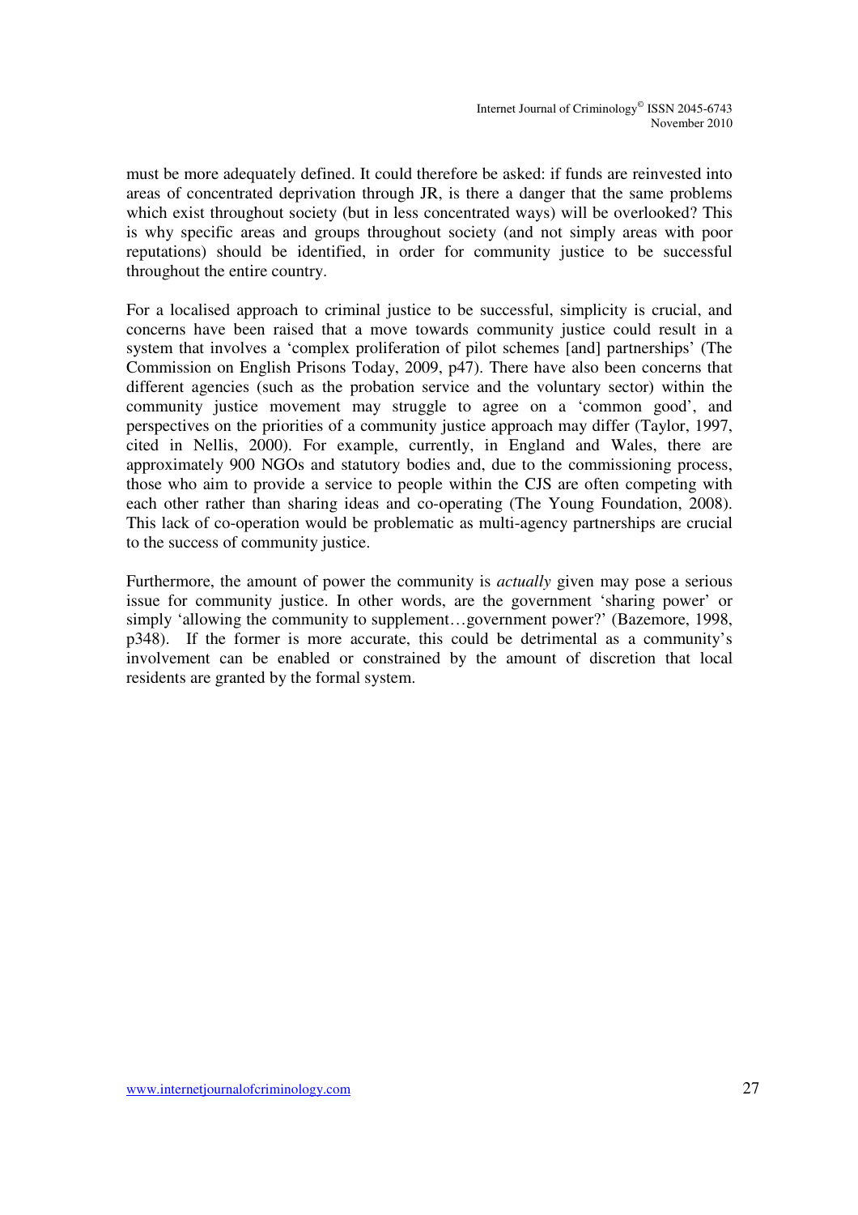must be more adequately defined. It could therefore be asked: if funds are reinvested into areas of concentrated deprivation through JR, is there a danger that the same problems which exist throughout society (but in less concentrated ways) will be overlooked? This is why specific areas and groups throughout society (and not simply areas with poor reputations) should be identified, in order for community justice to be successful throughout the entire country.

For a localised approach to criminal justice to be successful, simplicity is crucial, and concerns have been raised that a move towards community justice could result in a system that involves a 'complex proliferation of pilot schemes [and] partnerships' (The Commission on English Prisons Today, 2009, p47). There have also been concerns that different agencies (such as the probation service and the voluntary sector) within the community justice movement may struggle to agree on a 'common good', and perspectives on the priorities of a community justice approach may differ (Taylor, 1997, cited in Nellis, 2000). For example, currently, in England and Wales, there are approximately 900 NGOs and statutory bodies and, due to the commissioning process, those who aim to provide a service to people within the CJS are often competing with each other rather than sharing ideas and co-operating (The Young Foundation, 2008). This lack of co-operation would be problematic as multi-agency partnerships are crucial to the success of community justice.

Furthermore, the amount of power the community is *actually* given may pose a serious issue for community justice. In other words, are the government 'sharing power' or simply 'allowing the community to supplement…government power?' (Bazemore, 1998, p348). If the former is more accurate, this could be detrimental as a community's involvement can be enabled or constrained by the amount of discretion that local residents are granted by the formal system.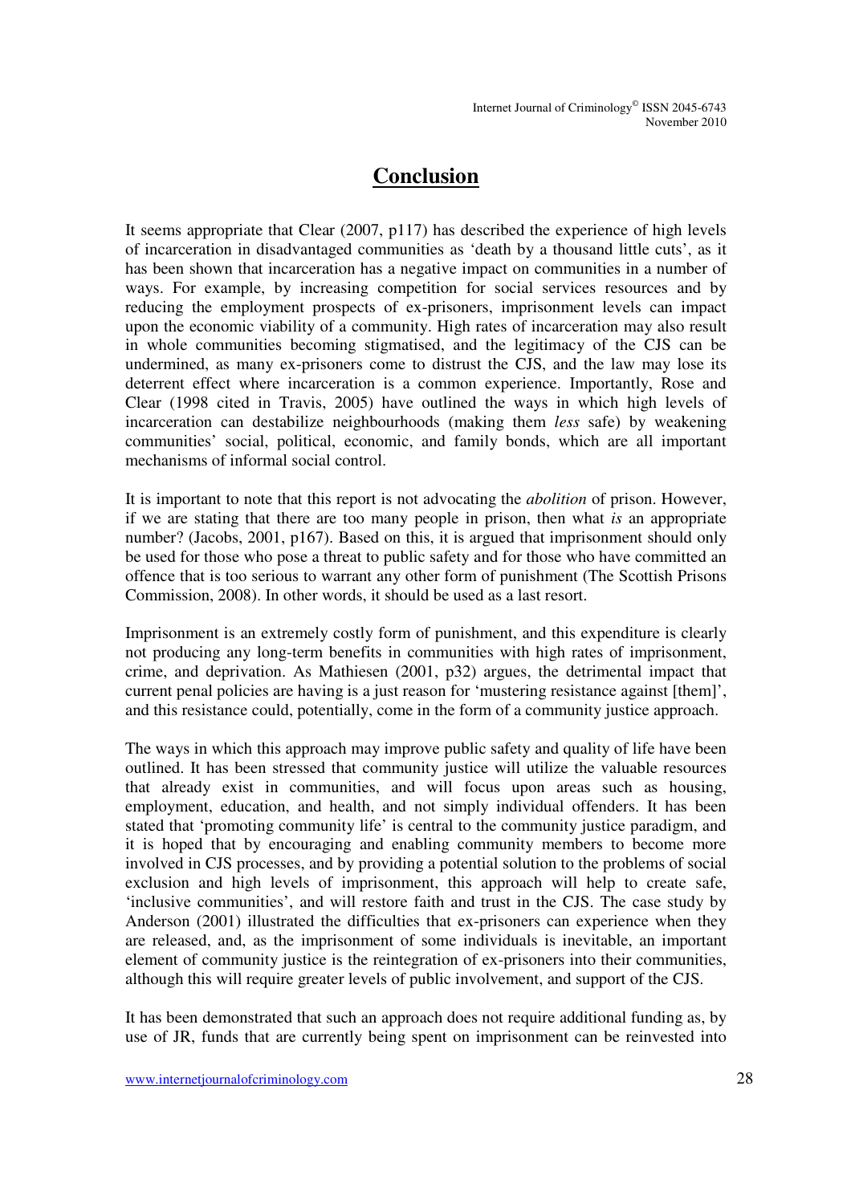# Conclusion

It seems appropriate that Clear (2007, p117) has described the experience of high levels of incarceration in disadvantaged communities as 'death by a thousand little cuts', as it has been shown that incarceration has a negative impact on communities in a number of ways. For example, by increasing competition for social services resources and by reducing the employment prospects of ex-prisoners, imprisonment levels can impact upon the economic viability of a community. High rates of incarceration may also result in whole communities becoming stigmatised, and the legitimacy of the CJS can be undermined, as many ex-prisoners come to distrust the CJS, and the law may lose its deterrent effect where incarceration is a common experience. Importantly, Rose and Clear (1998 cited in Travis, 2005) have outlined the ways in which high levels of incarceration can destabilize neighbourhoods (making them *less* safe) by weakening communities' social, political, economic, and family bonds, which are all important mechanisms of informal social control.

It is important to note that this report is not advocating the *abolition* of prison. However, if we are stating that there are too many people in prison, then what *is* an appropriate number? (Jacobs, 2001, p167). Based on this, it is argued that imprisonment should only be used for those who pose a threat to public safety and for those who have committed an offence that is too serious to warrant any other form of punishment (The Scottish Prisons Commission, 2008). In other words, it should be used as a last resort.

Imprisonment is an extremely costly form of punishment, and this expenditure is clearly not producing any long-term benefits in communities with high rates of imprisonment, crime, and deprivation. As Mathiesen (2001, p32) argues, the detrimental impact that current penal policies are having is a just reason for 'mustering resistance against [them]', and this resistance could, potentially, come in the form of a community justice approach.

The ways in which this approach may improve public safety and quality of life have been outlined. It has been stressed that community justice will utilize the valuable resources that already exist in communities, and will focus upon areas such as housing, employment, education, and health, and not simply individual offenders. It has been stated that 'promoting community life' is central to the community justice paradigm, and it is hoped that by encouraging and enabling community members to become more involved in CJS processes, and by providing a potential solution to the problems of social exclusion and high levels of imprisonment, this approach will help to create safe, 'inclusive communities', and will restore faith and trust in the CJS. The case study by Anderson (2001) illustrated the difficulties that ex-prisoners can experience when they are released, and, as the imprisonment of some individuals is inevitable, an important element of community justice is the reintegration of ex-prisoners into their communities, although this will require greater levels of public involvement, and support of the CJS.

It has been demonstrated that such an approach does not require additional funding as, by use of JR, funds that are currently being spent on imprisonment can be reinvested into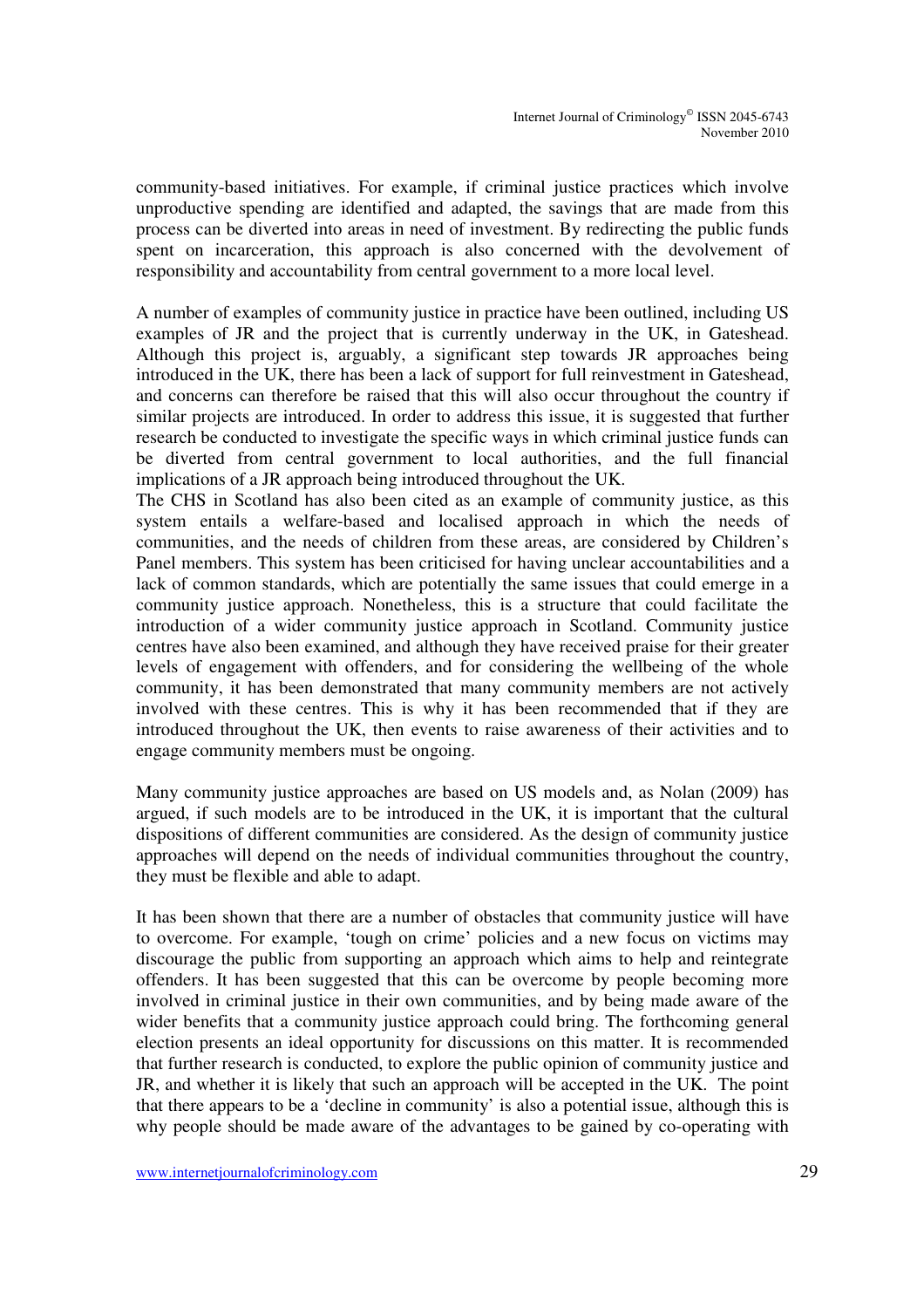community-based initiatives. For example, if criminal justice practices which involve unproductive spending are identified and adapted, the savings that are made from this process can be diverted into areas in need of investment. By redirecting the public funds spent on incarceration, this approach is also concerned with the devolvement of responsibility and accountability from central government to a more local level.

A number of examples of community justice in practice have been outlined, including US examples of JR and the project that is currently underway in the UK, in Gateshead. Although this project is, arguably, a significant step towards JR approaches being introduced in the UK, there has been a lack of support for full reinvestment in Gateshead, and concerns can therefore be raised that this will also occur throughout the country if similar projects are introduced. In order to address this issue, it is suggested that further research be conducted to investigate the specific ways in which criminal justice funds can be diverted from central government to local authorities, and the full financial implications of a JR approach being introduced throughout the UK.

The CHS in Scotland has also been cited as an example of community justice, as this system entails a welfare-based and localised approach in which the needs of communities, and the needs of children from these areas, are considered by Children's Panel members. This system has been criticised for having unclear accountabilities and a lack of common standards, which are potentially the same issues that could emerge in a community justice approach. Nonetheless, this is a structure that could facilitate the introduction of a wider community justice approach in Scotland. Community justice centres have also been examined, and although they have received praise for their greater levels of engagement with offenders, and for considering the wellbeing of the whole community, it has been demonstrated that many community members are not actively involved with these centres. This is why it has been recommended that if they are introduced throughout the UK, then events to raise awareness of their activities and to engage community members must be ongoing.

Many community justice approaches are based on US models and, as Nolan (2009) has argued, if such models are to be introduced in the UK, it is important that the cultural dispositions of different communities are considered. As the design of community justice approaches will depend on the needs of individual communities throughout the country, they must be flexible and able to adapt.

It has been shown that there are a number of obstacles that community justice will have to overcome. For example, 'tough on crime' policies and a new focus on victims may discourage the public from supporting an approach which aims to help and reintegrate offenders. It has been suggested that this can be overcome by people becoming more involved in criminal justice in their own communities, and by being made aware of the wider benefits that a community justice approach could bring. The forthcoming general election presents an ideal opportunity for discussions on this matter. It is recommended that further research is conducted, to explore the public opinion of community justice and JR, and whether it is likely that such an approach will be accepted in the UK. The point that there appears to be a 'decline in community' is also a potential issue, although this is why people should be made aware of the advantages to be gained by co-operating with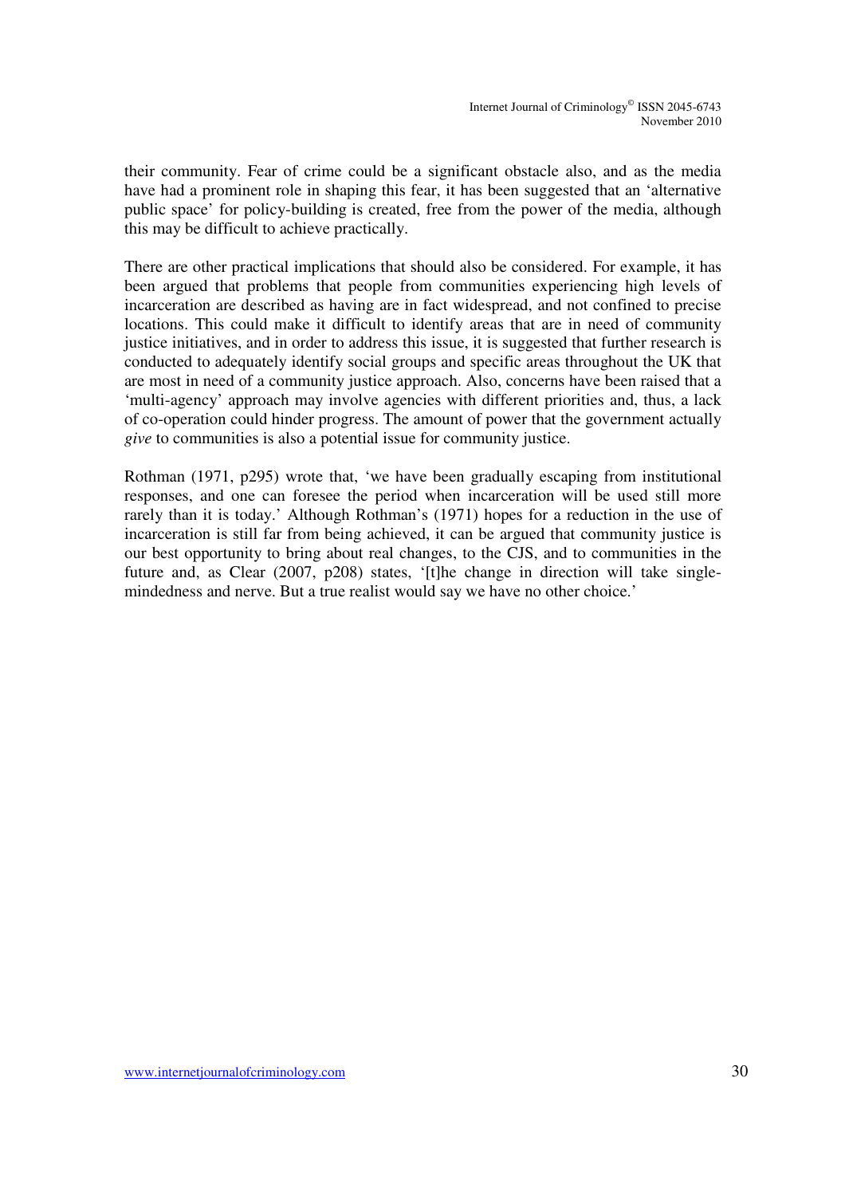their community. Fear of crime could be a significant obstacle also, and as the media have had a prominent role in shaping this fear, it has been suggested that an 'alternative public space' for policy-building is created, free from the power of the media, although this may be difficult to achieve practically.

There are other practical implications that should also be considered. For example, it has been argued that problems that people from communities experiencing high levels of incarceration are described as having are in fact widespread, and not confined to precise locations. This could make it difficult to identify areas that are in need of community justice initiatives, and in order to address this issue, it is suggested that further research is conducted to adequately identify social groups and specific areas throughout the UK that are most in need of a community justice approach. Also, concerns have been raised that a 'multi-agency' approach may involve agencies with different priorities and, thus, a lack of co-operation could hinder progress. The amount of power that the government actually *give* to communities is also a potential issue for community justice.

Rothman (1971, p295) wrote that, 'we have been gradually escaping from institutional responses, and one can foresee the period when incarceration will be used still more rarely than it is today.' Although Rothman's (1971) hopes for a reduction in the use of incarceration is still far from being achieved, it can be argued that community justice is our best opportunity to bring about real changes, to the CJS, and to communities in the future and, as Clear (2007, p208) states, '[t]he change in direction will take single-mindedness and nerve. But a true realist would say we have no other choice.'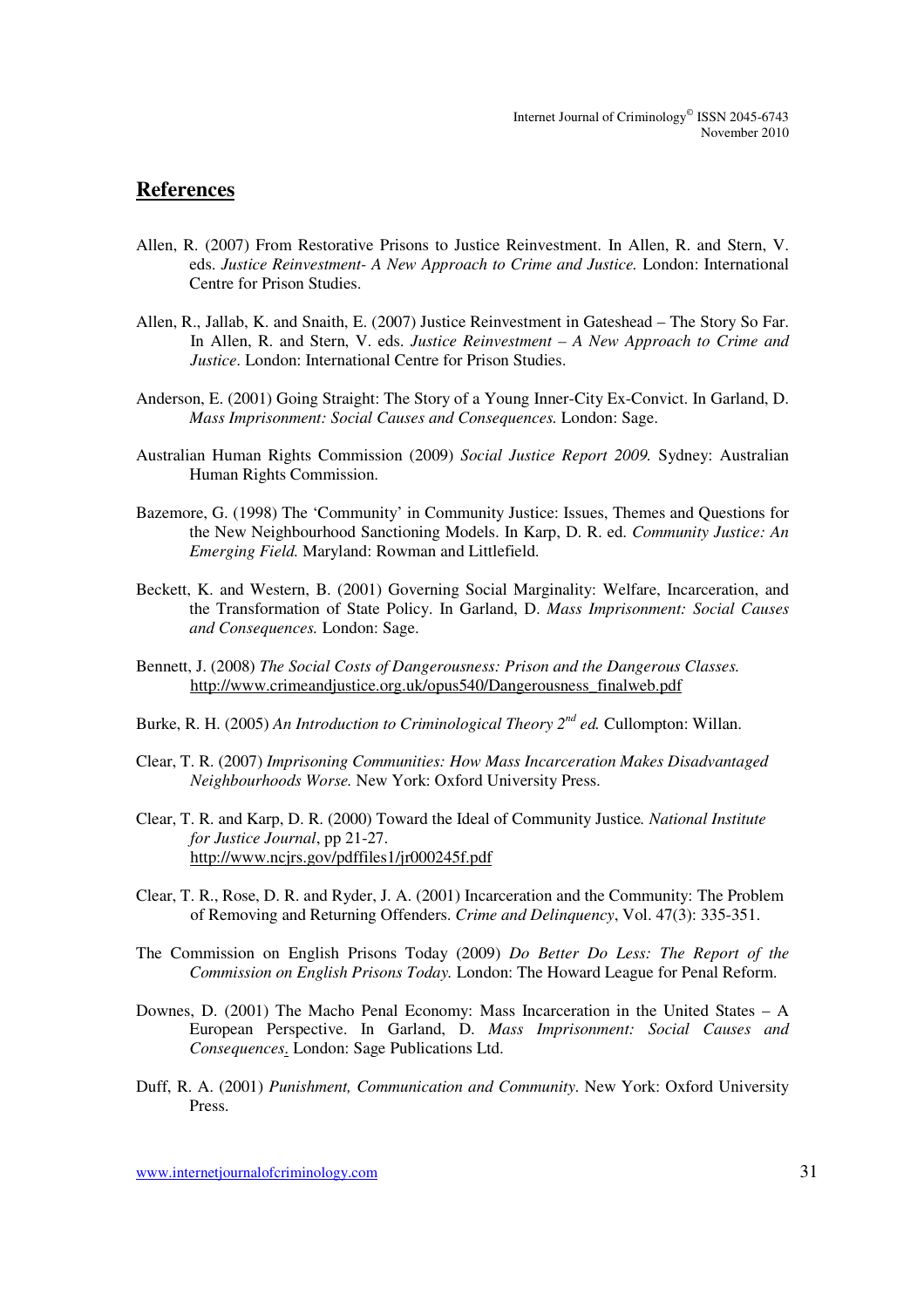## References

Allen, R. (2007) From Restorative Prisons to Justice Reinvestment. In Allen, R. and Stern, V. eds. *Justice Reinvestment- A New Approach to Crime and Justice.* London: International Centre for Prison Studies.

Allen, R., Jallab, K. and Snaith, E. (2007) Justice Reinvestment in Gateshead – The Story So Far. In Allen, R. and Stern, V. eds. *Justice Reinvestment – A New Approach to Crime and Justice*. London: International Centre for Prison Studies.

Anderson, E. (2001) Going Straight: The Story of a Young Inner-City Ex-Convict. In Garland, D. *Mass Imprisonment: Social Causes and Consequences.* London: Sage.

Australian Human Rights Commission (2009) *Social Justice Report 2009.* Sydney: Australian Human Rights Commission.

Bazemore, G. (1998) The 'Community' in Community Justice: Issues, Themes and Questions for the New Neighbourhood Sanctioning Models. In Karp, D. R. ed. *Community Justice: An Emerging Field.* Maryland: Rowman and Littlefield.

Beckett, K. and Western, B. (2001) Governing Social Marginality: Welfare, Incarceration, and the Transformation of State Policy. In Garland, D. *Mass Imprisonment: Social Causes and Consequences.* London: Sage.

Bennett, J. (2008) *The Social Costs of Dangerousness: Prison and the Dangerous Classes.* http://www.crimeandjustice.org.uk/opus540/Dangerousness_finalweb.pdf

Burke, R. H. (2005) *An Introduction to Criminological Theory 2nd ed.* Cullompton: Willan.

Clear, T. R. (2007) *Imprisoning Communities: How Mass Incarceration Makes Disadvantaged Neighbourhoods Worse.* New York: Oxford University Press.

Clear, T. R. and Karp, D. R. (2000) Toward the Ideal of Community Justice*. National Institute for Justice Journal*, pp 21-27. http://www.ncjrs.gov/pdffiles1/jr000245f.pdf

Clear, T. R., Rose, D. R. and Ryder, J. A. (2001) Incarceration and the Community: The Problem of Removing and Returning Offenders. *Crime and Delinquency*, Vol. 47(3): 335-351.

The Commission on English Prisons Today (2009) *Do Better Do Less: The Report of the Commission on English Prisons Today.* London: The Howard League for Penal Reform.

Downes, D. (2001) The Macho Penal Economy: Mass Incarceration in the United States – A European Perspective. In Garland, D. *Mass Imprisonment: Social Causes and Consequences.* London: Sage Publications Ltd.

Duff, R. A. (2001) *Punishment, Communication and Community*. New York: Oxford University Press.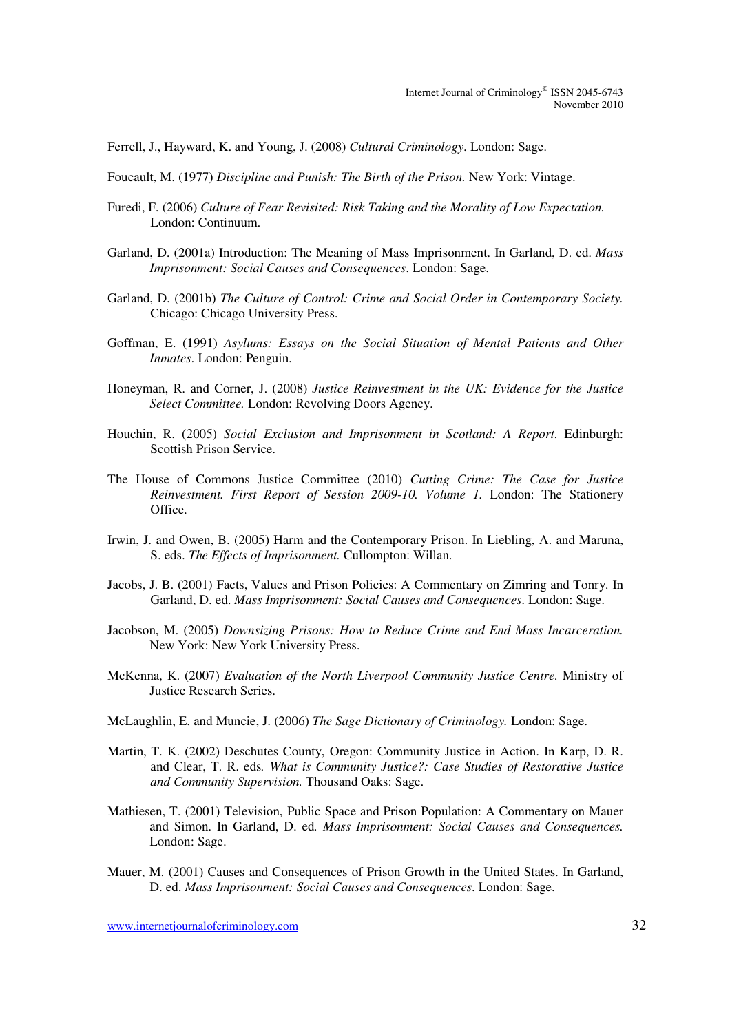Ferrell, J., Hayward, K. and Young, J. (2008) *Cultural Criminology*. London: Sage.

Foucault, M. (1977) *Discipline and Punish: The Birth of the Prison.* New York: Vintage.

Furedi, F. (2006) *Culture of Fear Revisited: Risk Taking and the Morality of Low Expectation.* London: Continuum.

Garland, D. (2001a) Introduction: The Meaning of Mass Imprisonment. In Garland, D. ed. *Mass Imprisonment: Social Causes and Consequences*. London: Sage.

Garland, D. (2001b) *The Culture of Control: Crime and Social Order in Contemporary Society.* Chicago: Chicago University Press.

Goffman, E. (1991) *Asylums: Essays on the Social Situation of Mental Patients and Other Inmates*. London: Penguin.

Honeyman, R. and Corner, J. (2008) *Justice Reinvestment in the UK: Evidence for the Justice Select Committee.* London: Revolving Doors Agency.

Houchin, R. (2005) *Social Exclusion and Imprisonment in Scotland: A Report*. Edinburgh: Scottish Prison Service.

The House of Commons Justice Committee (2010) *Cutting Crime: The Case for Justice Reinvestment. First Report of Session 2009-10. Volume 1.* London: The Stationery Office.

Irwin, J. and Owen, B. (2005) Harm and the Contemporary Prison. In Liebling, A. and Maruna, S. eds. *The Effects of Imprisonment.* Cullompton: Willan.

Jacobs, J. B. (2001) Facts, Values and Prison Policies: A Commentary on Zimring and Tonry. In Garland, D. ed. *Mass Imprisonment: Social Causes and Consequences*. London: Sage.

Jacobson, M. (2005) *Downsizing Prisons: How to Reduce Crime and End Mass Incarceration.* New York: New York University Press.

McKenna, K. (2007) *Evaluation of the North Liverpool Community Justice Centre.* Ministry of Justice Research Series.

McLaughlin, E. and Muncie, J. (2006) *The Sage Dictionary of Criminology.* London: Sage.

Martin, T. K. (2002) Deschutes County, Oregon: Community Justice in Action. In Karp, D. R. and Clear, T. R. eds*. What is Community Justice?: Case Studies of Restorative Justice and Community Supervision.* Thousand Oaks: Sage.

Mathiesen, T. (2001) Television, Public Space and Prison Population: A Commentary on Mauer and Simon. In Garland, D. ed*. Mass Imprisonment: Social Causes and Consequences.* London: Sage.

Mauer, M. (2001) Causes and Consequences of Prison Growth in the United States. In Garland, D. ed. *Mass Imprisonment: Social Causes and Consequences*. London: Sage.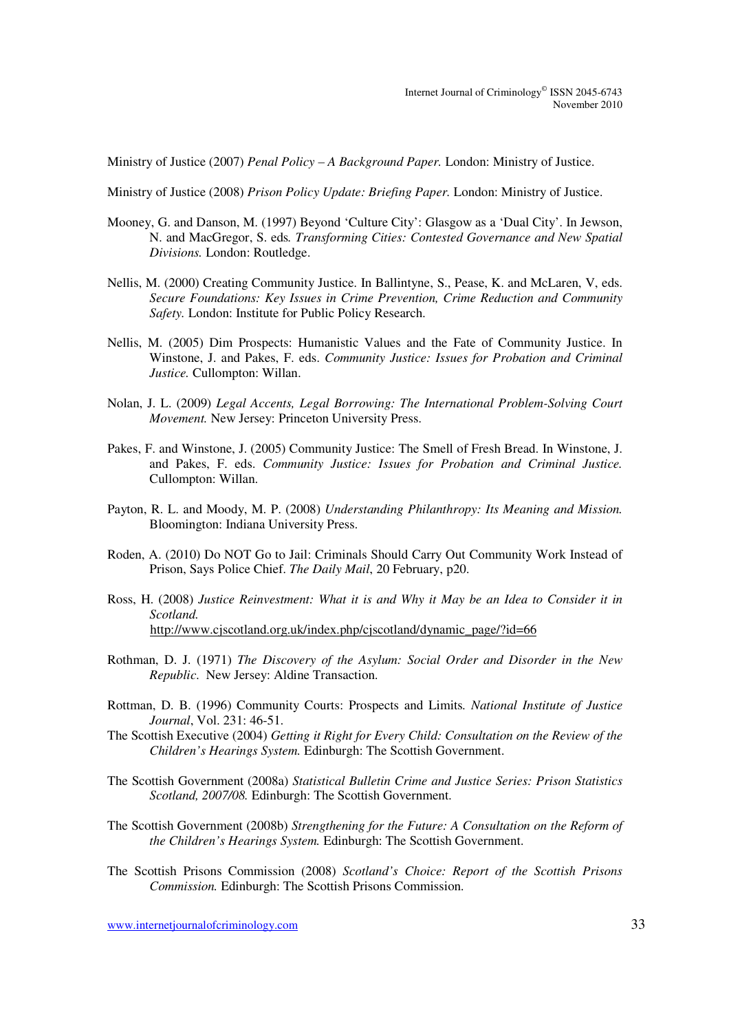Ministry of Justice (2007) *Penal Policy – A Background Paper.* London: Ministry of Justice.

Ministry of Justice (2008) *Prison Policy Update: Briefing Paper.* London: Ministry of Justice.

Mooney, G. and Danson, M. (1997) Beyond 'Culture City': Glasgow as a 'Dual City'. In Jewson, N. and MacGregor, S. eds*. Transforming Cities: Contested Governance and New Spatial Divisions.* London: Routledge.

Nellis, M. (2000) Creating Community Justice. In Ballintyne, S., Pease, K. and McLaren, V, eds. *Secure Foundations: Key Issues in Crime Prevention, Crime Reduction and Community Safety.* London: Institute for Public Policy Research.

Nellis, M. (2005) Dim Prospects: Humanistic Values and the Fate of Community Justice. In Winstone, J. and Pakes, F. eds. *Community Justice: Issues for Probation and Criminal Justice.* Cullompton: Willan.

Nolan, J. L. (2009) *Legal Accents, Legal Borrowing: The International Problem-Solving Court Movement.* New Jersey: Princeton University Press.

Pakes, F. and Winstone, J. (2005) Community Justice: The Smell of Fresh Bread. In Winstone, J. and Pakes, F. eds. *Community Justice: Issues for Probation and Criminal Justice.* Cullompton: Willan.

Payton, R. L. and Moody, M. P. (2008) *Understanding Philanthropy: Its Meaning and Mission.* Bloomington: Indiana University Press.

Roden, A. (2010) Do NOT Go to Jail: Criminals Should Carry Out Community Work Instead of Prison, Says Police Chief. *The Daily Mail*, 20 February, p20.

Ross, H. (2008) *Justice Reinvestment: What it is and Why it May be an Idea to Consider it in Scotland.* http://www.cjscotland.org.uk/index.php/cjscotland/dynamic_page/?id=66

Rothman, D. J. (1971) *The Discovery of the Asylum: Social Order and Disorder in the New Republic.* New Jersey: Aldine Transaction.

Rottman, D. B. (1996) Community Courts: Prospects and Limits*. National Institute of Justice Journal*, Vol. 231: 46-51.

The Scottish Executive (2004) *Getting it Right for Every Child: Consultation on the Review of the Children's Hearings System.* Edinburgh: The Scottish Government.

The Scottish Government (2008a) *Statistical Bulletin Crime and Justice Series: Prison Statistics Scotland, 2007/08.* Edinburgh: The Scottish Government.

The Scottish Government (2008b) *Strengthening for the Future: A Consultation on the Reform of the Children's Hearings System.* Edinburgh: The Scottish Government.

The Scottish Prisons Commission (2008) *Scotland's Choice: Report of the Scottish Prisons Commission.* Edinburgh: The Scottish Prisons Commission.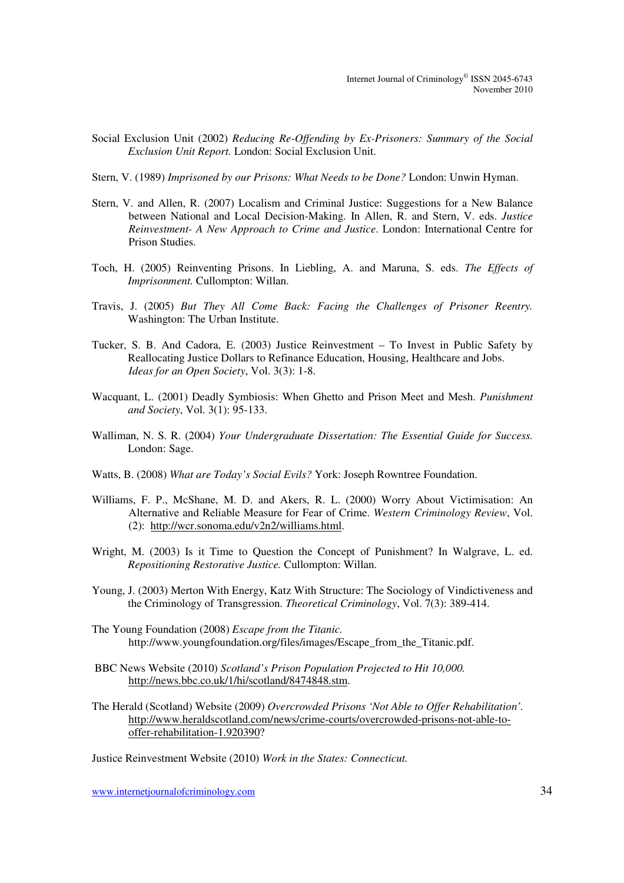Social Exclusion Unit (2002) *Reducing Re-Offending by Ex-Prisoners: Summary of the Social Exclusion Unit Report.* London: Social Exclusion Unit.

Stern, V. (1989) *Imprisoned by our Prisons: What Needs to be Done?* London: Unwin Hyman.

Stern, V. and Allen, R. (2007) Localism and Criminal Justice: Suggestions for a New Balance between National and Local Decision-Making. In Allen, R. and Stern, V. eds. *Justice Reinvestment- A New Approach to Crime and Justice*. London: International Centre for Prison Studies.

Toch, H. (2005) Reinventing Prisons. In Liebling, A. and Maruna, S. eds. *The Effects of Imprisonment.* Cullompton: Willan.

Travis, J. (2005) *But They All Come Back: Facing the Challenges of Prisoner Reentry.* Washington: The Urban Institute.

Tucker, S. B. And Cadora, E. (2003) Justice Reinvestment – To Invest in Public Safety by Reallocating Justice Dollars to Refinance Education, Housing, Healthcare and Jobs. *Ideas for an Open Society*, Vol. 3(3): 1-8.

Wacquant, L. (2001) Deadly Symbiosis: When Ghetto and Prison Meet and Mesh. *Punishment and Society*, Vol. 3(1): 95-133.

Walliman, N. S. R. (2004) *Your Undergraduate Dissertation: The Essential Guide for Success.* London: Sage.

Watts, B. (2008) *What are Today's Social Evils?* York: Joseph Rowntree Foundation.

Williams, F. P., McShane, M. D. and Akers, R. L. (2000) Worry About Victimisation: An Alternative and Reliable Measure for Fear of Crime. *Western Criminology Review*, Vol. (2): http://wcr.sonoma.edu/v2n2/williams.html.

Wright, M. (2003) Is it Time to Question the Concept of Punishment? In Walgrave, L. ed. *Repositioning Restorative Justice.* Cullompton: Willan.

Young, J. (2003) Merton With Energy, Katz With Structure: The Sociology of Vindictiveness and the Criminology of Transgression. *Theoretical Criminology*, Vol. 7(3): 389-414.

The Young Foundation (2008) *Escape from the Titanic.* http://www.youngfoundation.org/files/images/Escape_from_the_Titanic.pdf.

BBC News Website (2010) *Scotland's Prison Population Projected to Hit 10,000.* http://news.bbc.co.uk/1/hi/scotland/8474848.stm.

The Herald (Scotland) Website (2009) *Overcrowded Prisons 'Not Able to Offer Rehabilitation'.* http://www.heraldscotland.com/news/crime-courts/overcrowded-prisons-not-able-to-offer-rehabilitation-1.920390?

Justice Reinvestment Website (2010) *Work in the States: Connecticut.*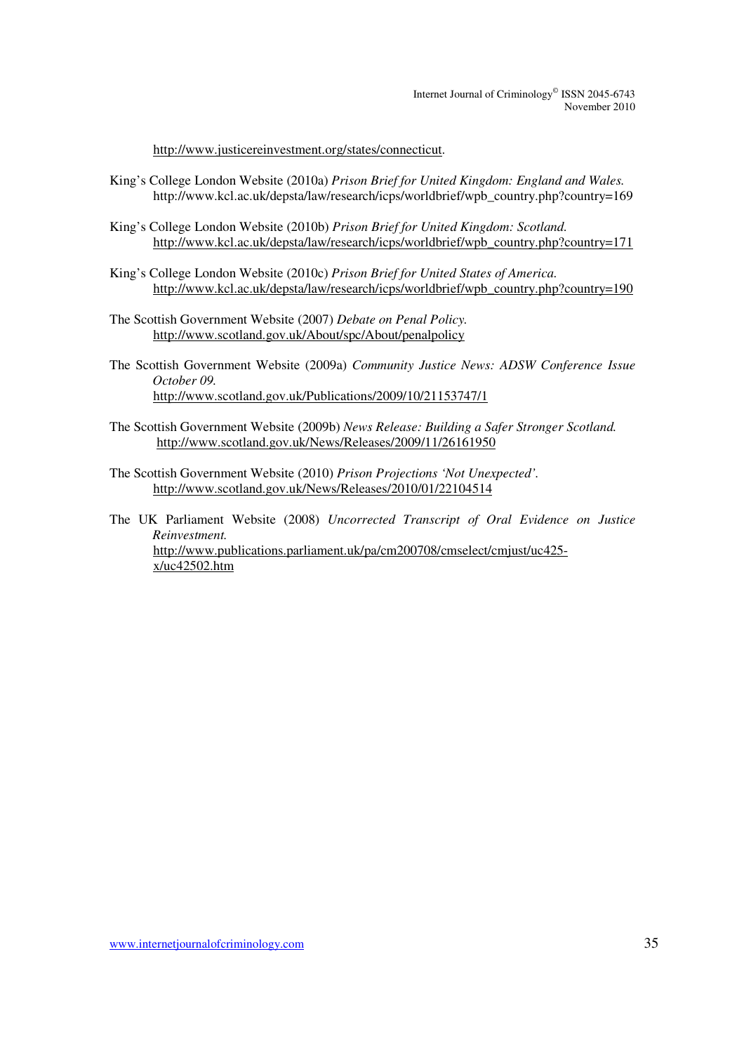http://www.justicereinvestment.org/states/connecticut.

King's College London Website (2010a) *Prison Brief for United Kingdom: England and Wales.* http://www.kcl.ac.uk/depsta/law/research/icps/worldbrief/wpb_country.php?country=169

King's College London Website (2010b) *Prison Brief for United Kingdom: Scotland.* http://www.kcl.ac.uk/depsta/law/research/icps/worldbrief/wpb_country.php?country=171

King's College London Website (2010c) *Prison Brief for United States of America.* http://www.kcl.ac.uk/depsta/law/research/icps/worldbrief/wpb_country.php?country=190

The Scottish Government Website (2007) *Debate on Penal Policy.* http://www.scotland.gov.uk/About/spc/About/penalpolicy

The Scottish Government Website (2009a) *Community Justice News: ADSW Conference Issue October 09.* http://www.scotland.gov.uk/Publications/2009/10/21153747/1

The Scottish Government Website (2009b) *News Release: Building a Safer Stronger Scotland.* http://www.scotland.gov.uk/News/Releases/2009/11/26161950

The Scottish Government Website (2010) *Prison Projections 'Not Unexpected'.* http://www.scotland.gov.uk/News/Releases/2010/01/22104514

The UK Parliament Website (2008) *Uncorrected Transcript of Oral Evidence on Justice Reinvestment.* http://www.publications.parliament.uk/pa/cm200708/cmselect/cmjust/uc425-x/uc42502.htm